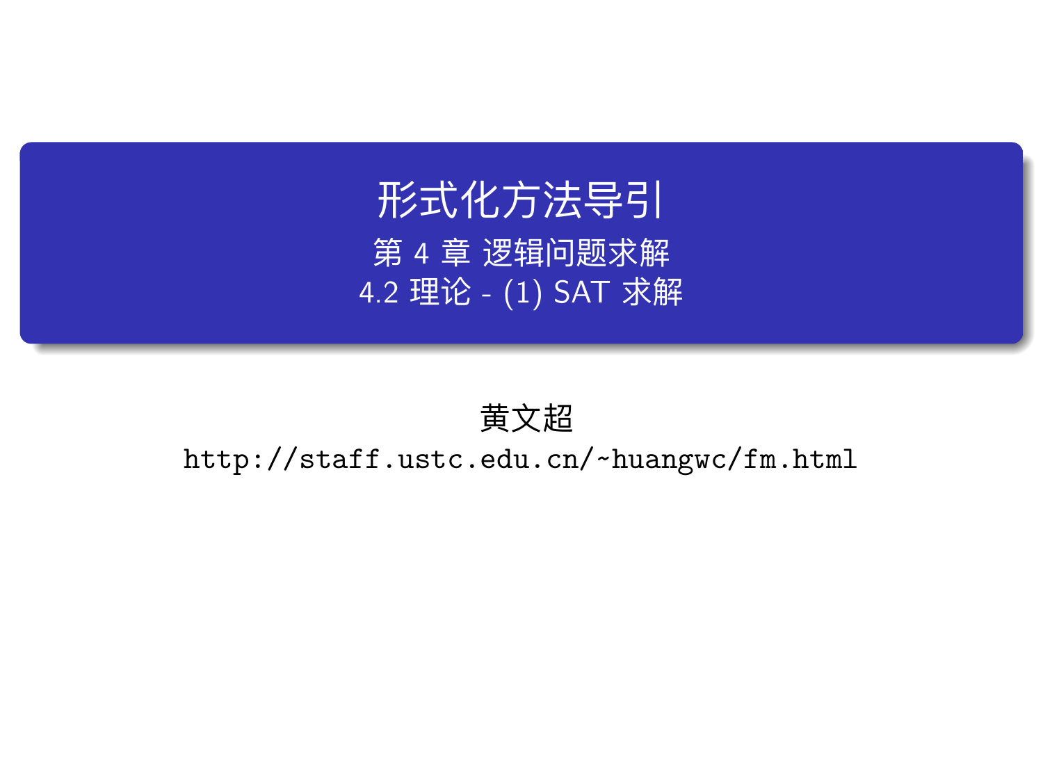# 形式化方法导引

## 第 4 章 逻辑问题求解

## 4.2 理论 - (1) SAT 求解

黄文超

http://staff.ustc.edu.cn/~huangwc/fm.html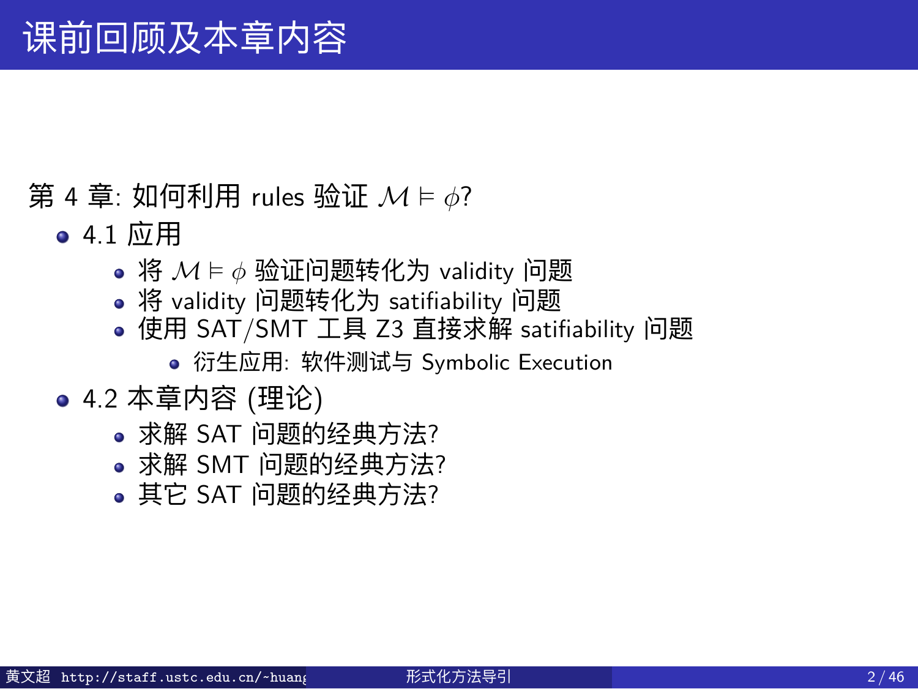# 课前回顾及本章内容

第 4 章: 如何利用 rules 验证 $\mathcal{M} \vDash \phi$?

- 4.1 应用
  - 将 $\mathcal{M} \vDash \phi$ 验证问题转化为 validity 问题
  - 将 validity 问题转化为 satifiability 问题
  - 使用 SAT/SMT 工具 Z3 直接求解 satifiability 问题
    - 衍生应用: 软件测试与 Symbolic Execution
- 4.2 本章内容 (理论)
  - 求解 SAT 问题的经典方法?
  - 求解 SMT 问题的经典方法?
  - 其它 SAT 问题的经典方法?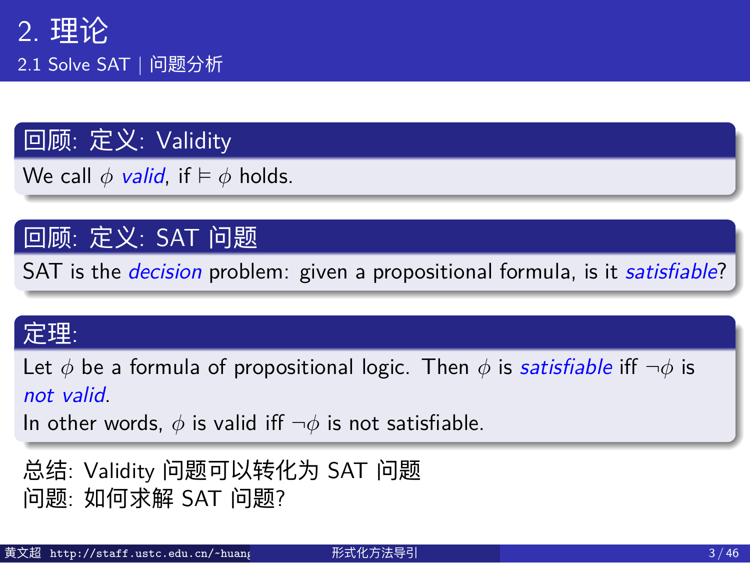# 2. 理论

## 2.1 Solve SAT | 问题分析

**回顾: 定义: Validity**

We call $\phi$ *valid*, if $\vDash \phi$ holds.

**回顾: 定义: SAT 问题**

SAT is the *decision* problem: given a propositional formula, is it *satisfiable*?

**定理:**

Let $\phi$ be a formula of propositional logic. Then $\phi$ is *satisfiable* iff $\neg\phi$ is *not valid*.

In other words, $\phi$ is valid iff $\neg\phi$ is not satisfiable.

总结: Validity 问题可以转化为 SAT 问题

问题: 如何求解 SAT 问题?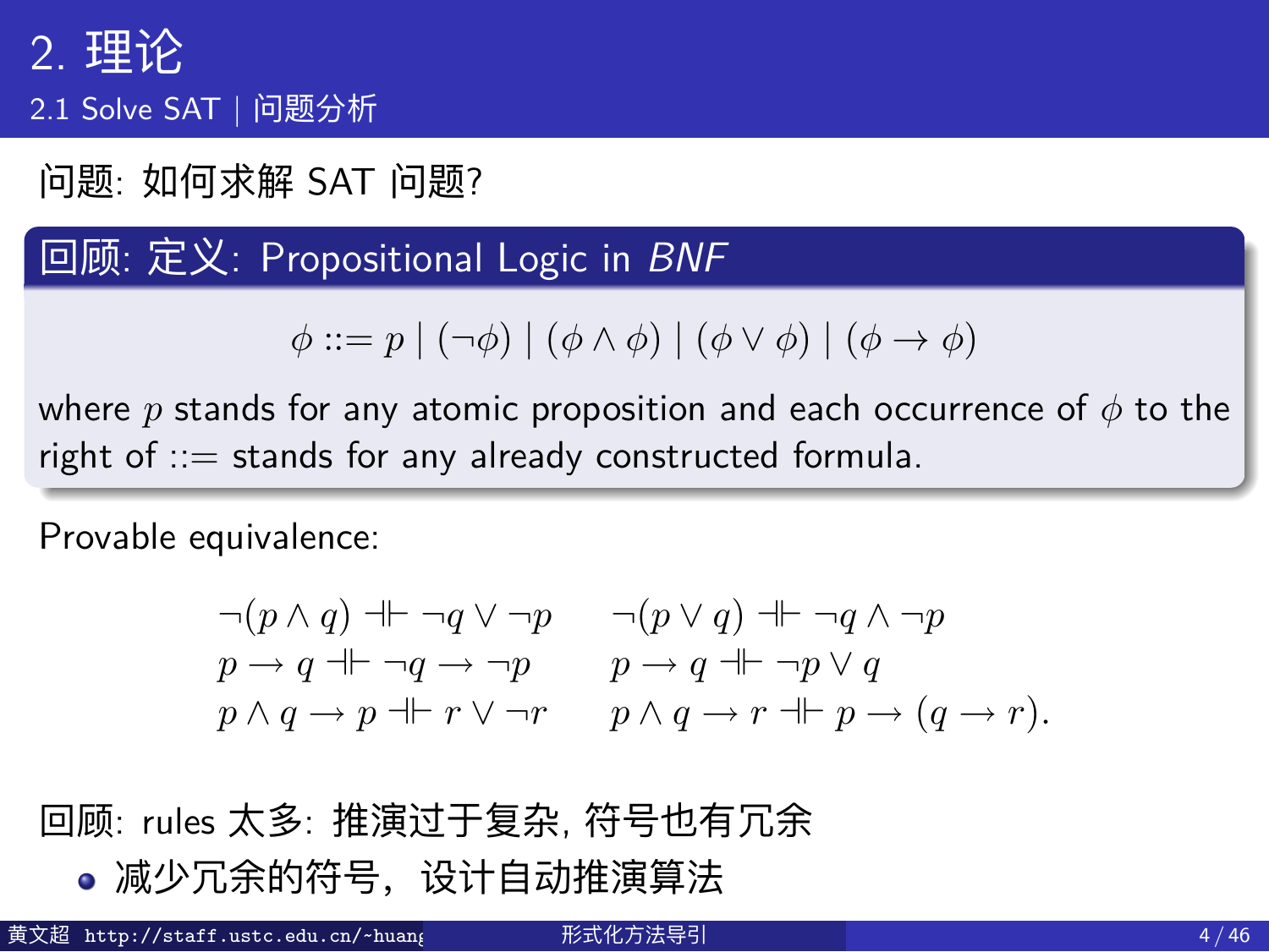## 2. 理论

### 2.1 Solve SAT | 问题分析

问题: 如何求解 SAT 问题?

**回顾: 定义: Propositional Logic in *BNF***

$$\phi ::= p \mid (\neg\phi) \mid (\phi \wedge \phi) \mid (\phi \vee \phi) \mid (\phi \rightarrow \phi)$$

where $p$ stands for any atomic proposition and each occurrence of $\phi$ to the right of $::=$ stands for any already constructed formula.

Provable equivalence:

$$\begin{array}{ll} \neg(p \wedge q) \dashv\vdash \neg q \vee \neg p & \neg(p \vee q) \dashv\vdash \neg q \wedge \neg p \\ p \rightarrow q \dashv\vdash \neg q \rightarrow \neg p & p \rightarrow q \dashv\vdash \neg p \vee q \\ p \wedge q \rightarrow p \dashv\vdash r \vee \neg r & p \wedge q \rightarrow r \dashv\vdash p \rightarrow (q \rightarrow r). \end{array}$$

回顾: rules 太多: 推演过于复杂, 符号也有冗余

- 减少冗余的符号，设计自动推演算法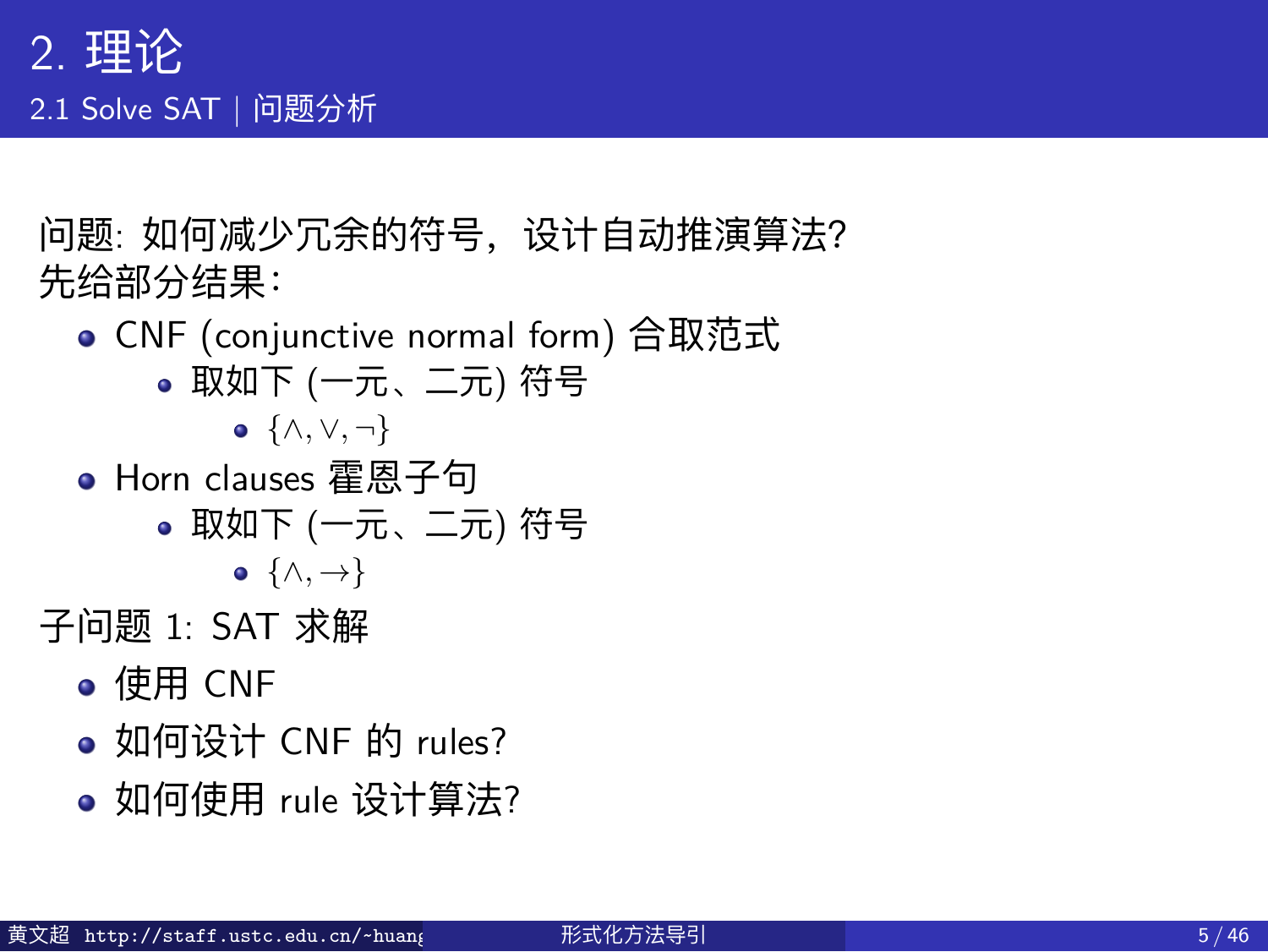# 2. 理论

## 2.1 Solve SAT | 问题分析

问题: 如何减少冗余的符号，设计自动推演算法?

先给部分结果:

- CNF (conjunctive normal form) 合取范式
  - 取如下 (一元、二元) 符号
    - $\{\wedge, \vee, \neg\}$
- Horn clauses 霍恩子句
  - 取如下 (一元、二元) 符号
    - $\{\wedge, \rightarrow\}$

子问题 1: SAT 求解

- 使用 CNF
- 如何设计 CNF 的 rules?
- 如何使用 rule 设计算法?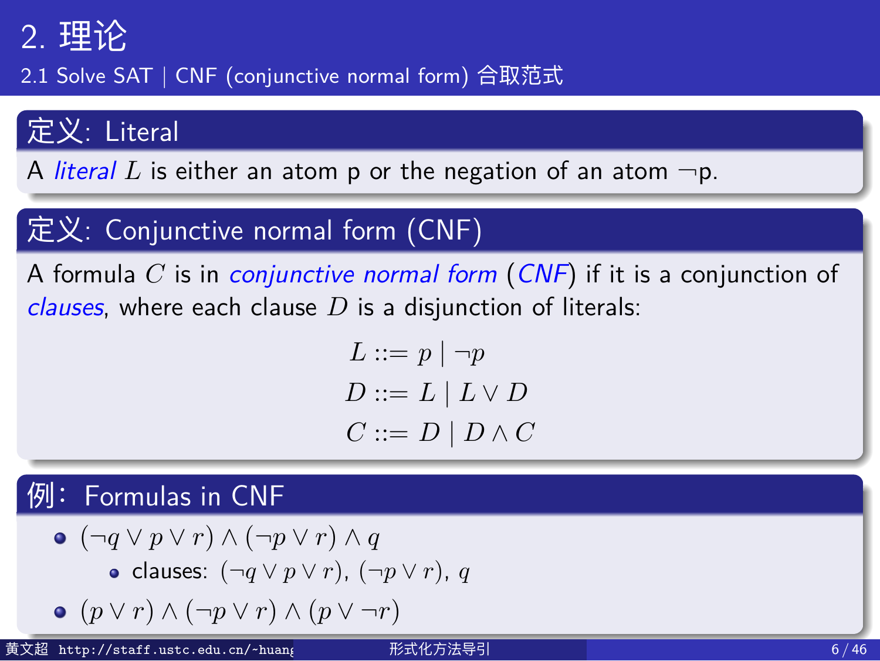# 2. 理论

## 2.1 Solve SAT | CNF (conjunctive normal form) 合取范式

### 定义: Literal

A *literal* $L$ is either an atom p or the negation of an atom ¬p.

### 定义: Conjunctive normal form (CNF)

A formula $C$ is in *conjunctive normal form* (*CNF*) if it is a conjunction of *clauses*, where each clause $D$ is a disjunction of literals:

$$L ::= p \mid \neg p$$

$$D ::= L \mid L \vee D$$

$$C ::= D \mid D \wedge C$$

### 例: Formulas in CNF

- $(\neg q \vee p \vee r) \wedge (\neg p \vee r) \wedge q$
  - clauses: $(\neg q \vee p \vee r)$, $(\neg p \vee r)$, $q$
- $(p \vee r) \wedge (\neg p \vee r) \wedge (p \vee \neg r)$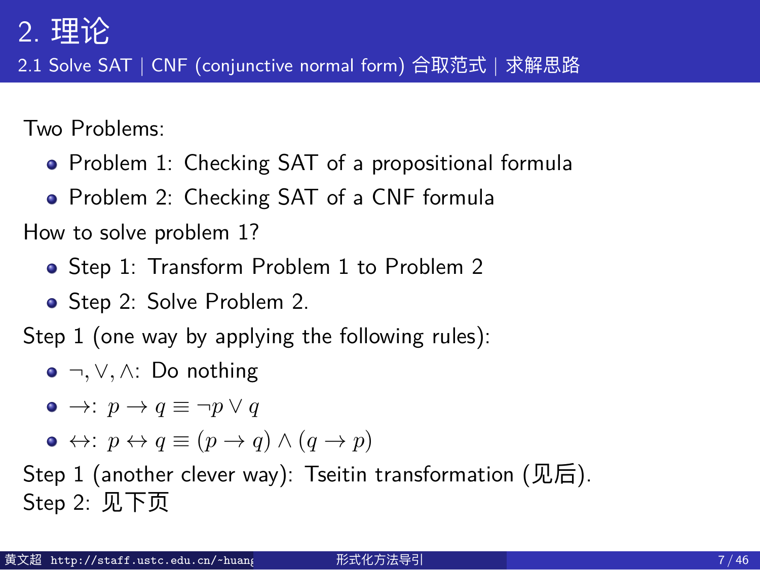## 2. 理论

### 2.1 Solve SAT | CNF (conjunctive normal form) 合取范式 | 求解思路

Two Problems:

- Problem 1: Checking SAT of a propositional formula
- Problem 2: Checking SAT of a CNF formula

How to solve problem 1?

- Step 1: Transform Problem 1 to Problem 2
- Step 2: Solve Problem 2.

Step 1 (one way by applying the following rules):

- $\neg, \vee, \wedge$: Do nothing
- $\rightarrow$: $p \rightarrow q \equiv \neg p \vee q$
- $\leftrightarrow$: $p \leftrightarrow q \equiv (p \rightarrow q) \wedge (q \rightarrow p)$

Step 1 (another clever way): Tseitin transformation (见后).
Step 2: 见下页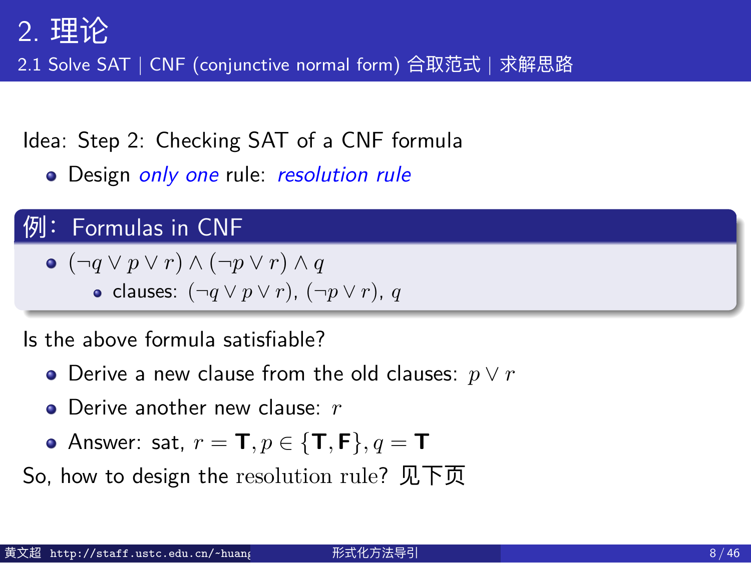# 2. 理论

## 2.1 Solve SAT | CNF (conjunctive normal form) 合取范式 | 求解思路

Idea: Step 2: Checking SAT of a CNF formula

- Design *only one* rule: *resolution rule*

**例： Formulas in CNF**

- $(\neg q \vee p \vee r) \wedge (\neg p \vee r) \wedge q$
  - clauses: $(\neg q \vee p \vee r)$, $(\neg p \vee r)$, $q$

Is the above formula satisfiable?

- Derive a new clause from the old clauses: $p \vee r$
- Derive another new clause: $r$
- Answer: sat, $r = \mathbf{T}, p \in \{\mathbf{T}, \mathbf{F}\}, q = \mathbf{T}$

So, how to design the resolution rule? 见下页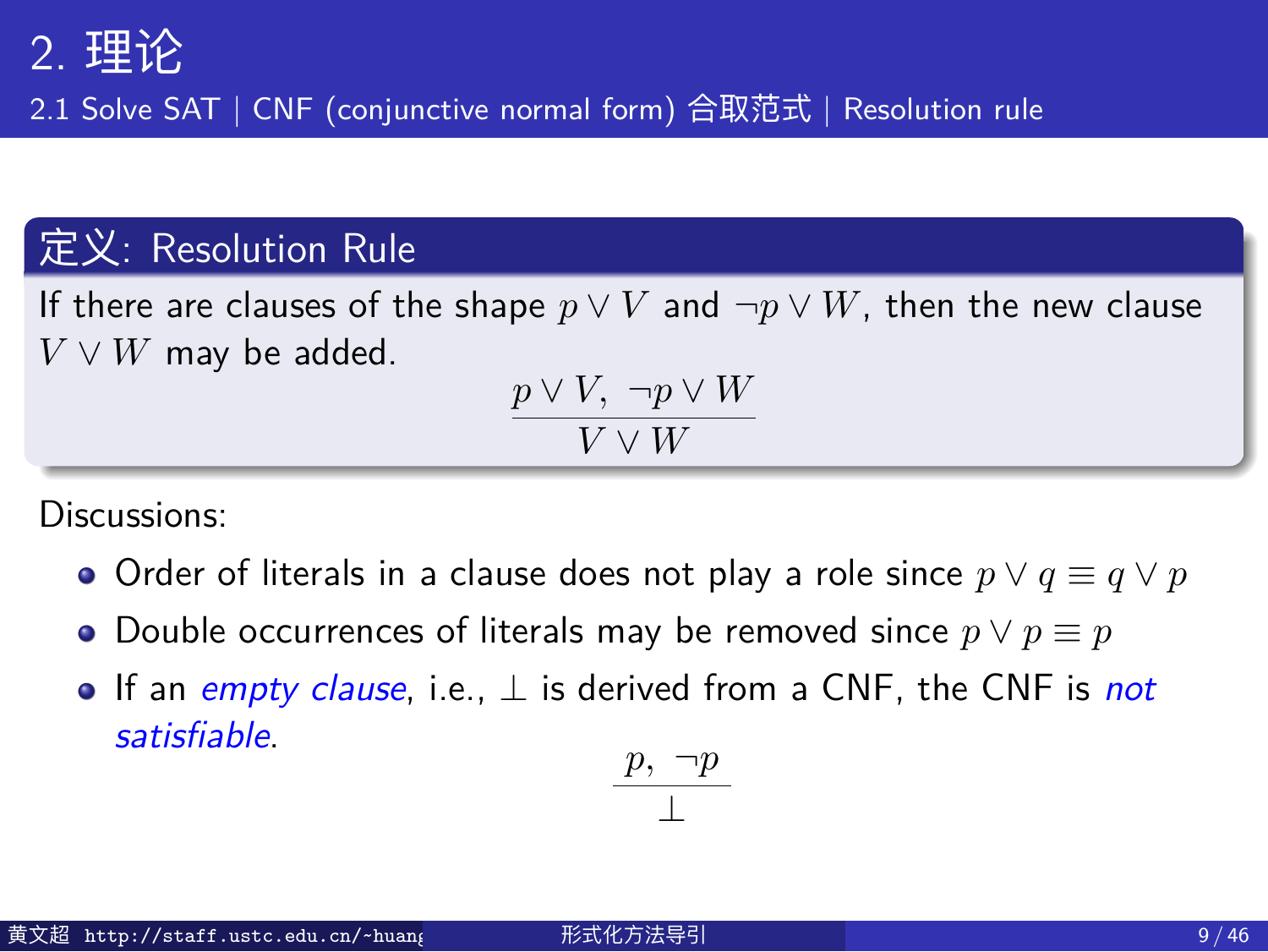# 2. 理论

## 2.1 Solve SAT | CNF (conjunctive normal form) 合取范式 | Resolution rule

**定义: Resolution Rule**

If there are clauses of the shape $p \vee V$ and $\neg p \vee W$, then the new clause $V \vee W$ may be added.

$$\frac{p \vee V,\ \neg p \vee W}{V \vee W}$$

Discussions:

- Order of literals in a clause does not play a role since $p \vee q \equiv q \vee p$
- Double occurrences of literals may be removed since $p \vee p \equiv p$
- If an *empty clause*, i.e., $\perp$ is derived from a CNF, the CNF is *not satisfiable*.

$$\frac{p,\ \neg p}{\perp}$$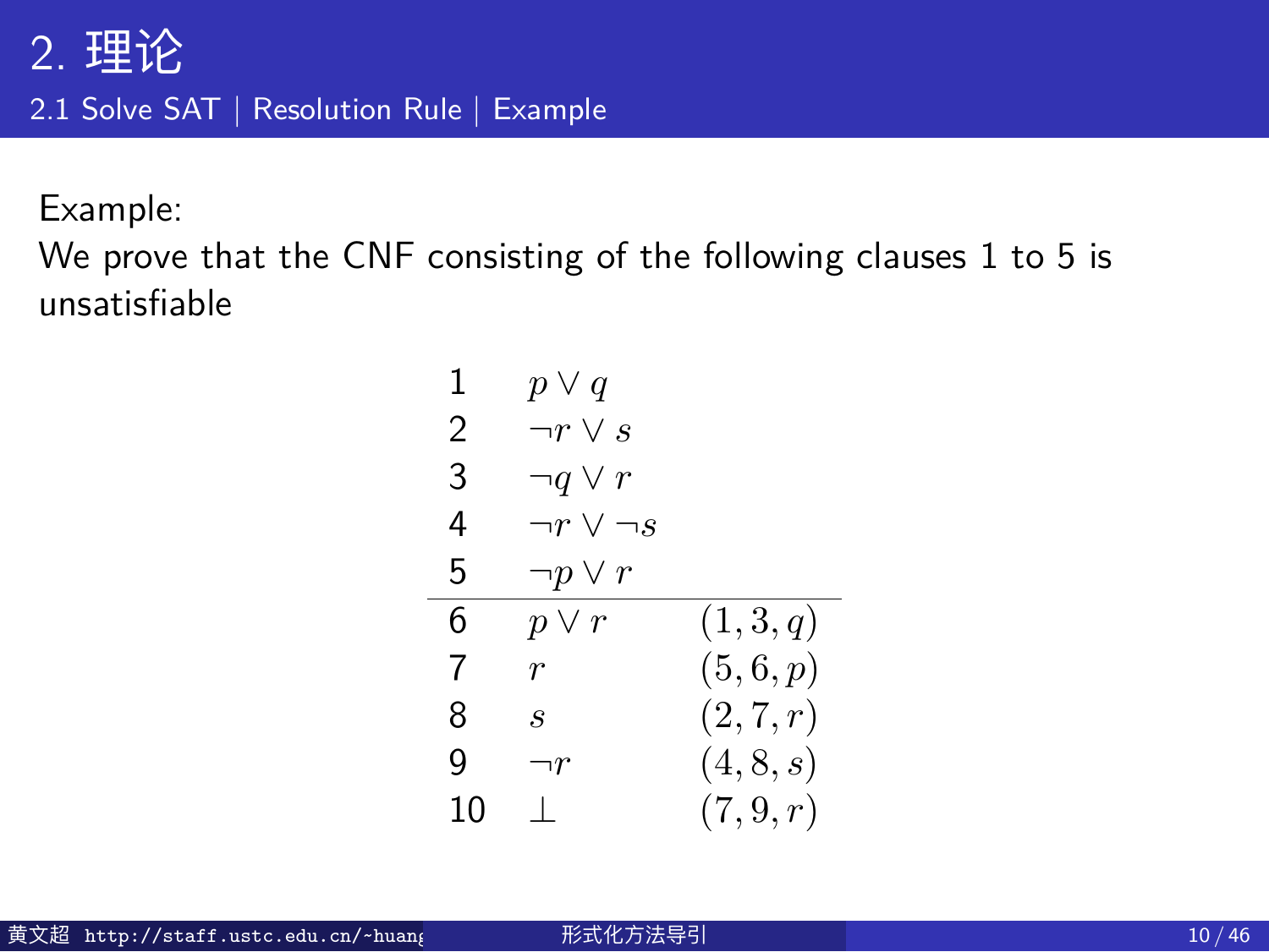## 2. 理论

### 2.1 Solve SAT | Resolution Rule | Example

Example:
We prove that the CNF consisting of the following clauses 1 to 5 is unsatisfiable

| | | |
|---|---|---|
| 1 | $p \vee q$ | |
| 2 | $\neg r \vee s$ | |
| 3 | $\neg q \vee r$ | |
| 4 | $\neg r \vee \neg s$ | |
| 5 | $\neg p \vee r$ | |
| 6 | $p \vee r$ | $(1, 3, q)$ |
| 7 | $r$ | $(5, 6, p)$ |
| 8 | $s$ | $(2, 7, r)$ |
| 9 | $\neg r$ | $(4, 8, s)$ |
| 10 | $\bot$ | $(7, 9, r)$ |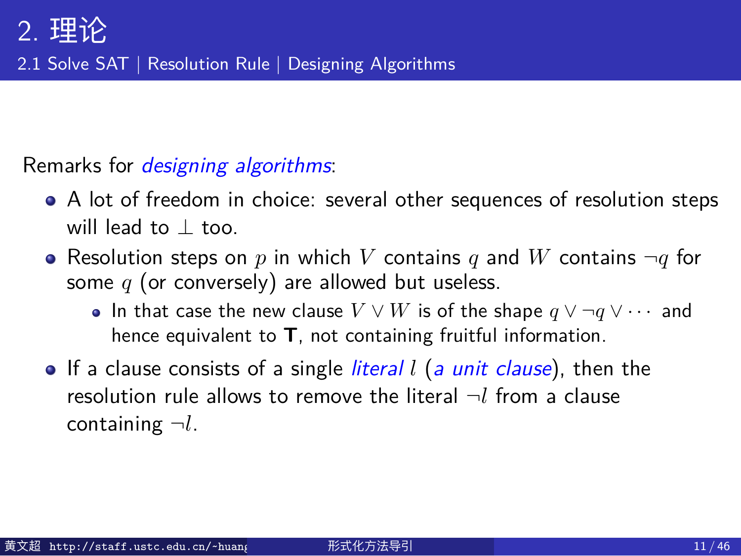# 2. 理论

## 2.1 Solve SAT | Resolution Rule | Designing Algorithms

Remarks for *designing algorithms*:

- A lot of freedom in choice: several other sequences of resolution steps will lead to $\bot$ too.
- Resolution steps on $p$ in which $V$ contains $q$ and $W$ contains $\neg q$ for some $q$ (or conversely) are allowed but useless.
  - In that case the new clause $V \vee W$ is of the shape $q \vee \neg q \vee \cdots$ and hence equivalent to **T**, not containing fruitful information.
- If a clause consists of a single *literal* $l$ (*a unit clause*), then the resolution rule allows to remove the literal $\neg l$ from a clause containing $\neg l$.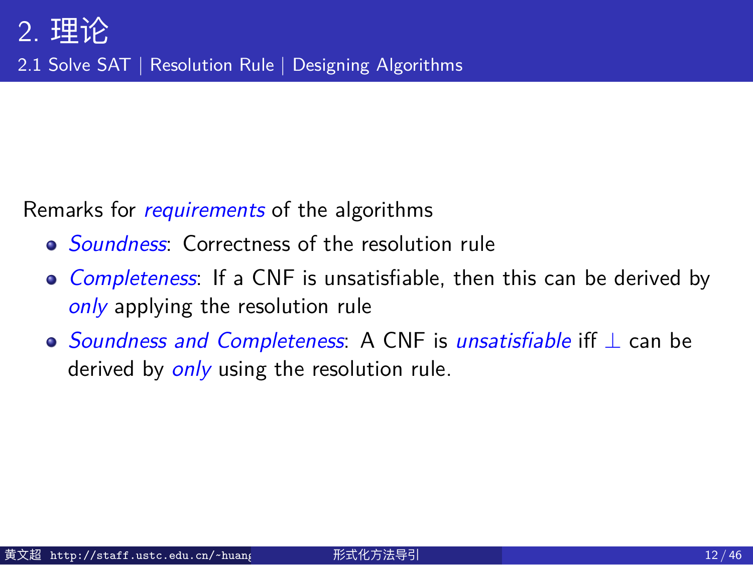## 2. 理论

### 2.1 Solve SAT | Resolution Rule | Designing Algorithms

Remarks for *requirements* of the algorithms

- *Soundness*: Correctness of the resolution rule
- *Completeness*: If a CNF is unsatisfiable, then this can be derived by *only* applying the resolution rule
- *Soundness and Completeness*: A CNF is *unsatisfiable* iff $\bot$ can be derived by *only* using the resolution rule.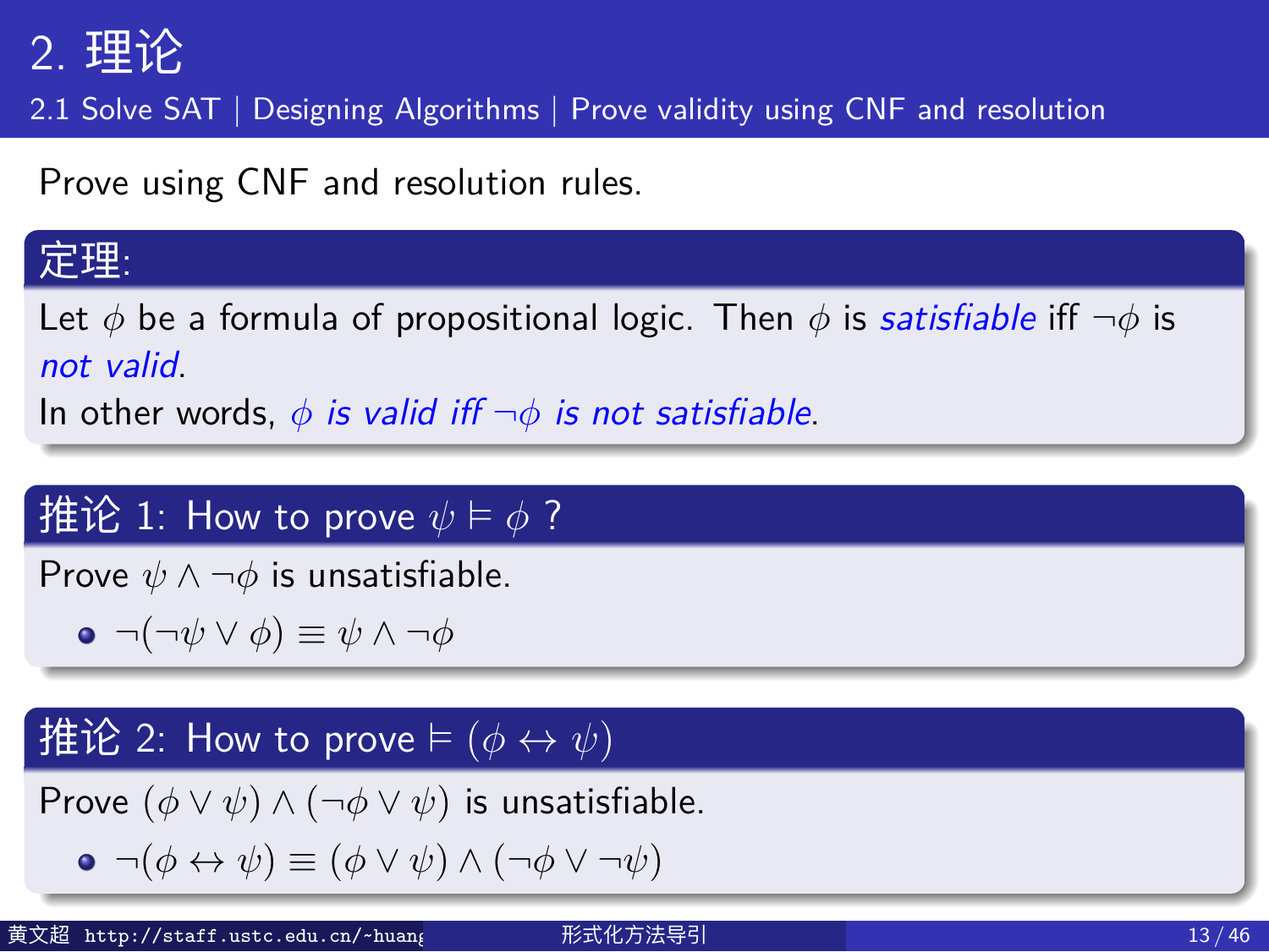## 2. 理论

### 2.1 Solve SAT | Designing Algorithms | Prove validity using CNF and resolution

Prove using CNF and resolution rules.

**定理:**

Let $\phi$ be a formula of propositional logic. Then $\phi$ is *satisfiable* iff $\neg\phi$ is *not valid*.

In other words, *$\phi$ is valid iff $\neg\phi$ is not satisfiable*.

**推论 1: How to prove $\psi \vDash \phi$ ?**

Prove $\psi \wedge \neg\phi$ is unsatisfiable.

- $\neg(\neg\psi \vee \phi) \equiv \psi \wedge \neg\phi$

**推论 2: How to prove $\vDash (\phi \leftrightarrow \psi)$**

Prove $(\phi \vee \psi) \wedge (\neg\phi \vee \psi)$ is unsatisfiable.

- $\neg(\phi \leftrightarrow \psi) \equiv (\phi \vee \psi) \wedge (\neg\phi \vee \neg\psi)$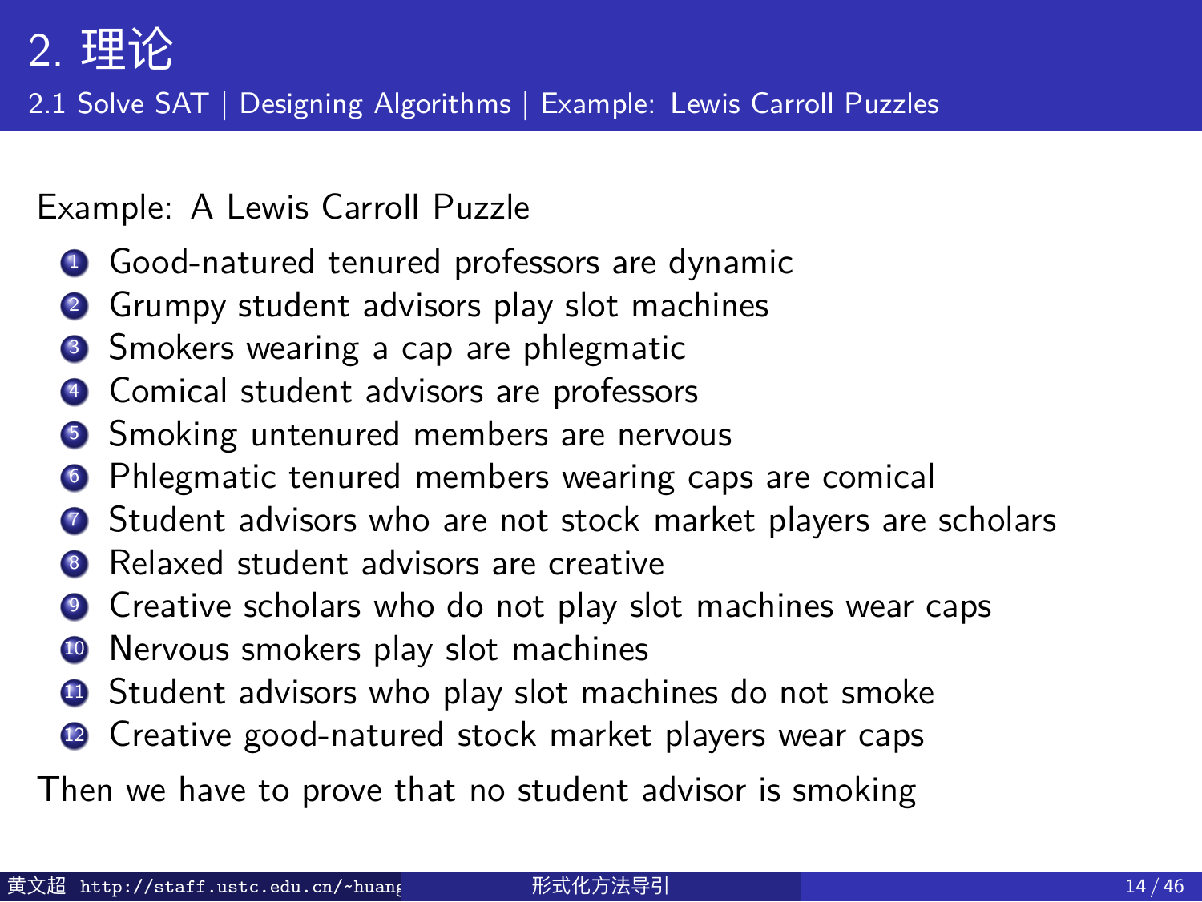# 2. 理论

## 2.1 Solve SAT | Designing Algorithms | Example: Lewis Carroll Puzzles

Example: A Lewis Carroll Puzzle

1. Good-natured tenured professors are dynamic
2. Grumpy student advisors play slot machines
3. Smokers wearing a cap are phlegmatic
4. Comical student advisors are professors
5. Smoking untenured members are nervous
6. Phlegmatic tenured members wearing caps are comical
7. Student advisors who are not stock market players are scholars
8. Relaxed student advisors are creative
9. Creative scholars who do not play slot machines wear caps
10. Nervous smokers play slot machines
11. Student advisors who play slot machines do not smoke
12. Creative good-natured stock market players wear caps

Then we have to prove that no student advisor is smoking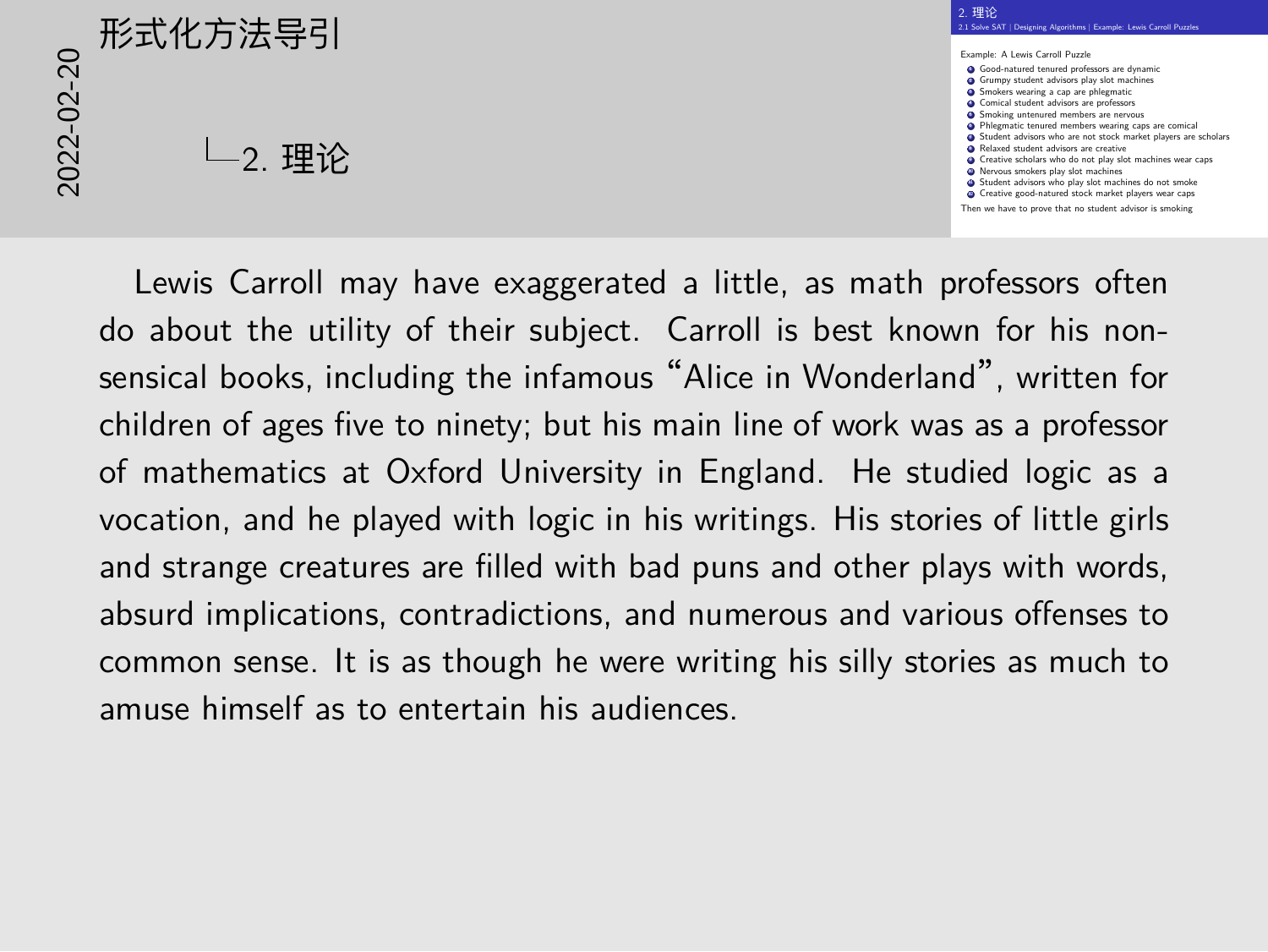# 形式化方法导引

2022-02-20

## 2. 理论

2. 理论

2.1 Solve SAT | Designing Algorithms | Example: Lewis Carroll Puzzles

Example: A Lewis Carroll Puzzle

1. Good-natured tenured professors are dynamic
2. Grumpy student advisors play slot machines
3. Smokers wearing a cap are phlegmatic
4. Comical student advisors are professors
5. Smoking untenured members are nervous
6. Phlegmatic tenured members wearing caps are comical
7. Student advisors who are not stock market players are scholars
8. Relaxed student advisors are creative
9. Creative scholars who do not play slot machines wear caps
10. Nervous smokers play slot machines
11. Student advisors who play slot machines do not smoke
12. Creative good-natured stock market players wear caps

Then we have to prove that no student advisor is smoking

Lewis Carroll may have exaggerated a little, as math professors often do about the utility of their subject. Carroll is best known for his nonsensical books, including the infamous "Alice in Wonderland", written for children of ages five to ninety; but his main line of work was as a professor of mathematics at Oxford University in England. He studied logic as a vocation, and he played with logic in his writings. His stories of little girls and strange creatures are filled with bad puns and other plays with words, absurd implications, contradictions, and numerous and various offenses to common sense. It is as though he were writing his silly stories as much to amuse himself as to entertain his audiences.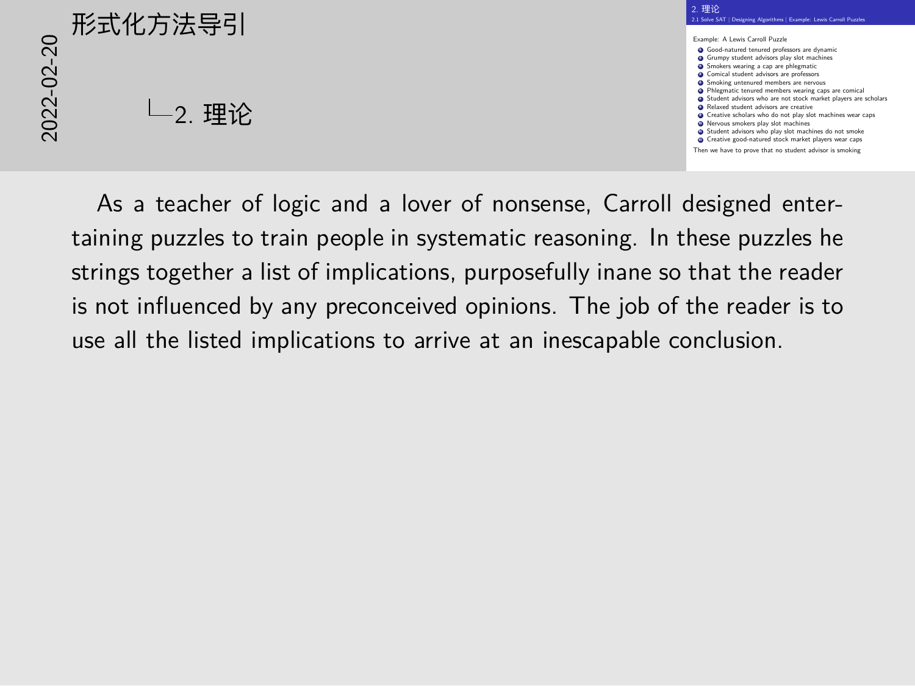形式化方法导引

2022-02-20

2. 理论

Example: A Lewis Carroll Puzzle

1. Good-natured tenured professors are dynamic
2. Grumpy student advisors play slot machines
3. Smokers wearing a cap are phlegmatic
4. Comical student advisors are professors
5. Smoking untenured members are nervous
6. Phlegmatic tenured members wearing caps are comical
7. Student advisors who are not stock market players are scholars
8. Relaxed student advisors are creative
9. Creative scholars who do not play slot machines wear caps
10. Nervous smokers play slot machines
11. Student advisors who play slot machines do not smoke
12. Creative good-natured stock market players wear caps

Then we have to prove that no student advisor is smoking

As a teacher of logic and a lover of nonsense, Carroll designed entertaining puzzles to train people in systematic reasoning. In these puzzles he strings together a list of implications, purposefully inane so that the reader is not influenced by any preconceived opinions. The job of the reader is to use all the listed implications to arrive at an inescapable conclusion.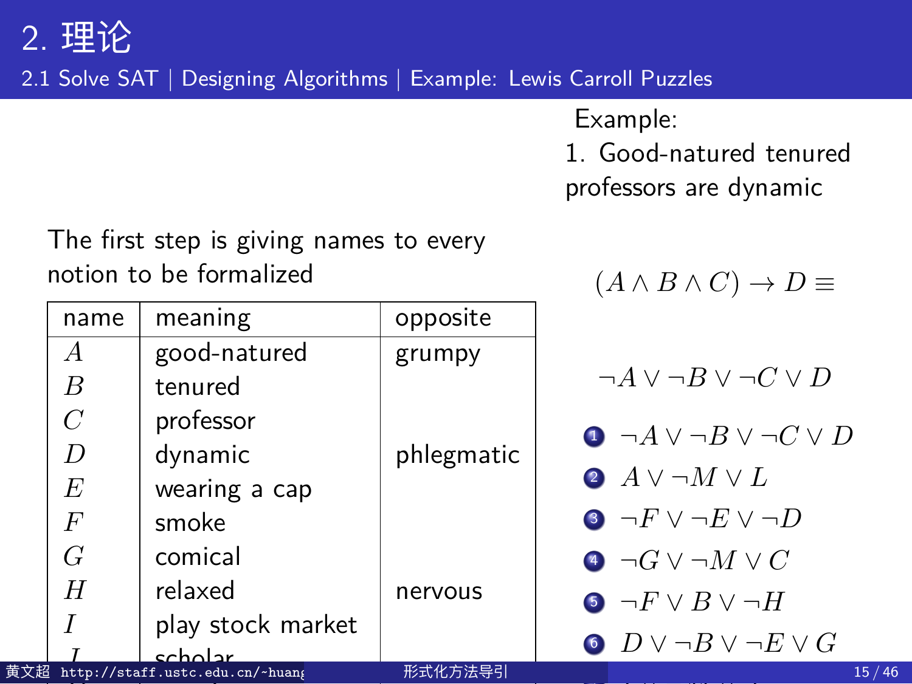# 2. 理论

## 2.1 Solve SAT | Designing Algorithms | Example: Lewis Carroll Puzzles

The first step is giving names to every notion to be formalized

| name | meaning | opposite |
|---|---|---|
| $A$ | good-natured | grumpy |
| $B$ | tenured | |
| $C$ | professor | |
| $D$ | dynamic | phlegmatic |
| $E$ | wearing a cap | |
| $F$ | smoke | |
| $G$ | comical | |
| $H$ | relaxed | nervous |
| $I$ | play stock market | |
| $J$ | scholar | |

Example:

1. Good-natured tenured professors are dynamic

$$(A \wedge B \wedge C) \to D \equiv$$

$$\neg A \vee \neg B \vee \neg C \vee D$$

1. $\neg A \vee \neg B \vee \neg C \vee D$
2. $A \vee \neg M \vee L$
3. $\neg F \vee \neg E \vee \neg D$
4. $\neg G \vee \neg M \vee C$
5. $\neg F \vee B \vee \neg H$
6. $D \vee \neg B \vee \neg E \vee G$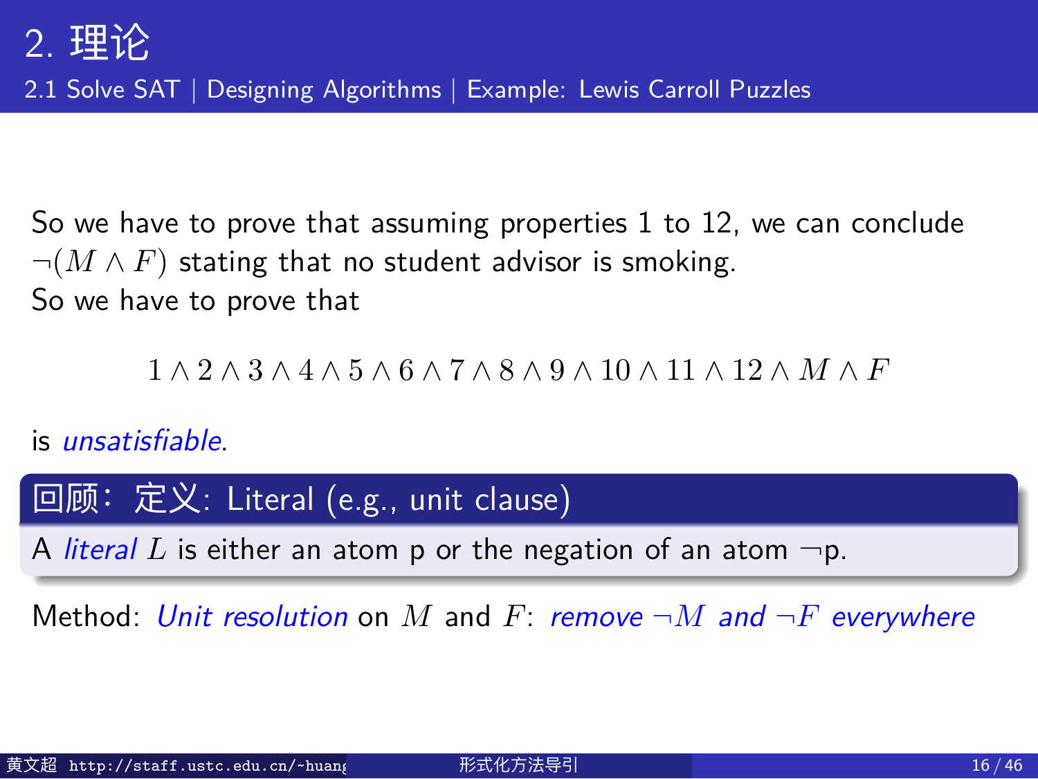## 2. 理论

### 2.1 Solve SAT | Designing Algorithms | Example: Lewis Carroll Puzzles

So we have to prove that assuming properties 1 to 12, we can conclude $\neg(M \wedge F)$ stating that no student advisor is smoking.
So we have to prove that

$$1 \wedge 2 \wedge 3 \wedge 4 \wedge 5 \wedge 6 \wedge 7 \wedge 8 \wedge 9 \wedge 10 \wedge 11 \wedge 12 \wedge M \wedge F$$

is *unsatisfiable*.

**回顾：定义: Literal (e.g., unit clause)**

A *literal* $L$ is either an atom p or the negation of an atom $\neg$p.

Method: *Unit resolution* on $M$ and $F$: *remove $\neg M$ and $\neg F$ everywhere*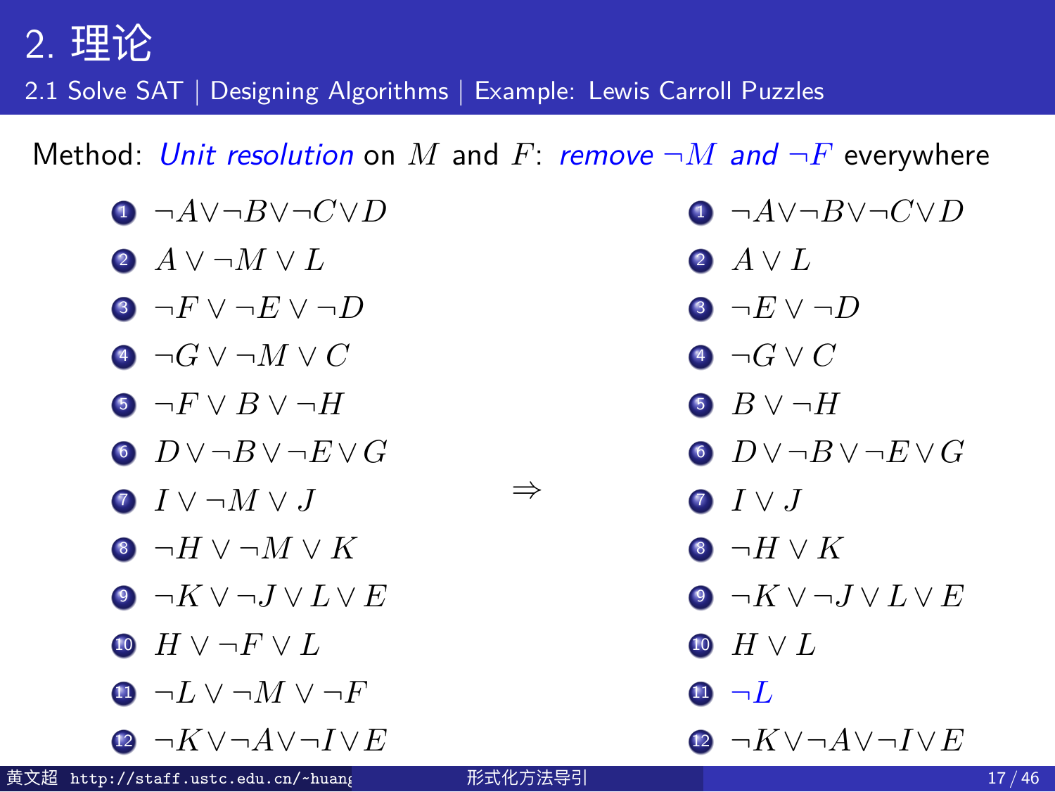## 2. 理论

### 2.1 Solve SAT | Designing Algorithms | Example: Lewis Carroll Puzzles

Method: *Unit resolution* on $M$ and $F$: *remove $\neg M$ and $\neg F$* everywhere

| Before | | After |
|---|---|---|
| 1. $\neg A \vee \neg B \vee \neg C \vee D$ | | 1. $\neg A \vee \neg B \vee \neg C \vee D$ |
| 2. $A \vee \neg M \vee L$ | | 2. $A \vee L$ |
| 3. $\neg F \vee \neg E \vee \neg D$ | | 3. $\neg E \vee \neg D$ |
| 4. $\neg G \vee \neg M \vee C$ | | 4. $\neg G \vee C$ |
| 5. $\neg F \vee B \vee \neg H$ | | 5. $B \vee \neg H$ |
| 6. $D \vee \neg B \vee \neg E \vee G$ | | 6. $D \vee \neg B \vee \neg E \vee G$ |
| 7. $I \vee \neg M \vee J$ | $\Rightarrow$ | 7. $I \vee J$ |
| 8. $\neg H \vee \neg M \vee K$ | | 8. $\neg H \vee K$ |
| 9. $\neg K \vee \neg J \vee L \vee E$ | | 9. $\neg K \vee \neg J \vee L \vee E$ |
| 10. $H \vee \neg F \vee L$ | | 10. $H \vee L$ |
| 11. $\neg L \vee \neg M \vee \neg F$ | | 11. $\neg L$ |
| 12. $\neg K \vee \neg A \vee \neg I \vee E$ | | 12. $\neg K \vee \neg A \vee \neg I \vee E$ |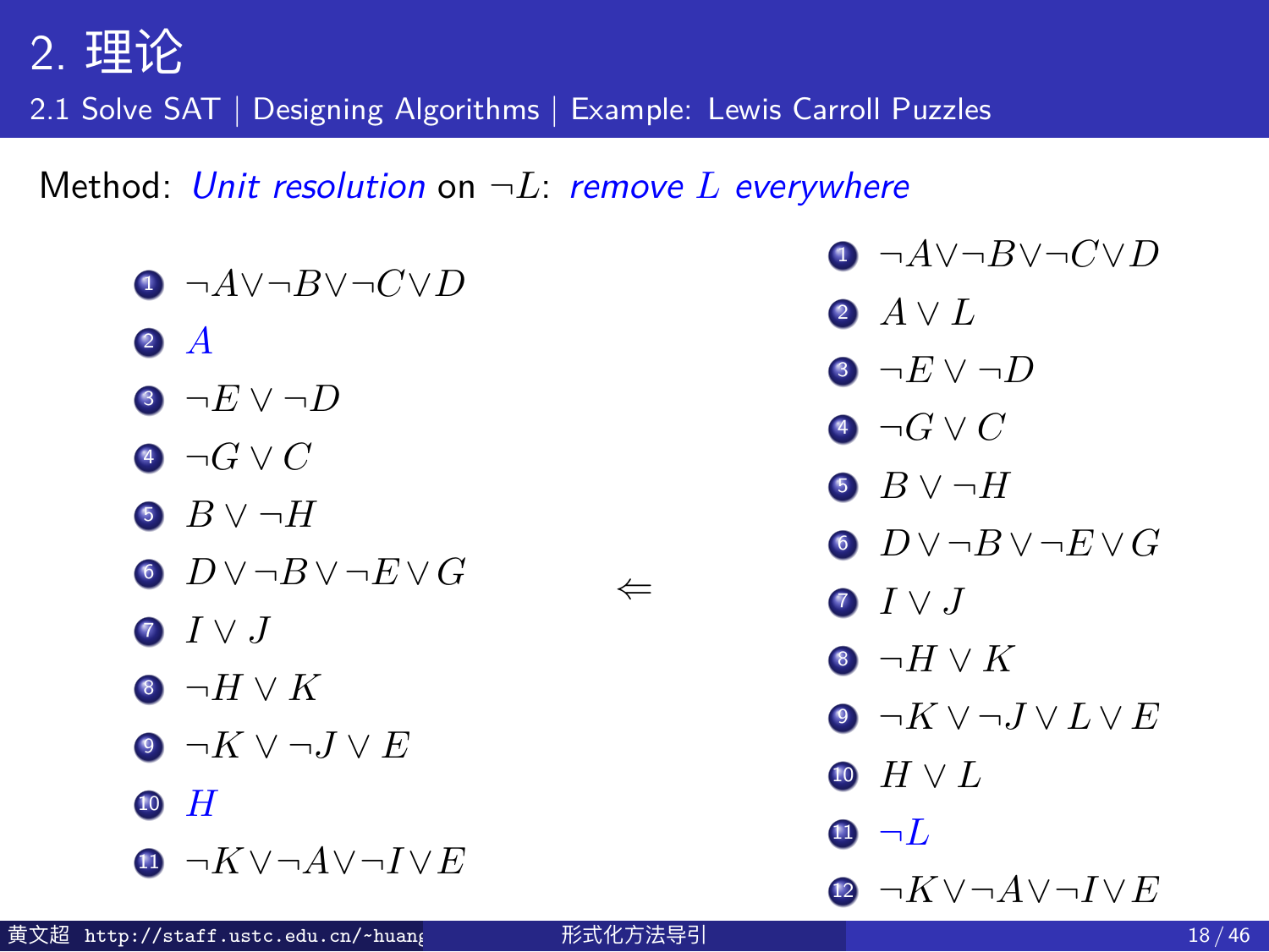## 2. 理论

### 2.1 Solve SAT | Designing Algorithms | Example: Lewis Carroll Puzzles

Method: *Unit resolution* on $\neg L$: *remove $L$ everywhere*

1. $\neg A \vee \neg B \vee \neg C \vee D$
2. $A$
3. $\neg E \vee \neg D$
4. $\neg G \vee C$
5. $B \vee \neg H$
6. $D \vee \neg B \vee \neg E \vee G$
7. $I \vee J$
8. $\neg H \vee K$
9. $\neg K \vee \neg J \vee E$
10. $H$
11. $\neg K \vee \neg A \vee \neg I \vee E$

$\Leftarrow$

1. $\neg A \vee \neg B \vee \neg C \vee D$
2. $A \vee L$
3. $\neg E \vee \neg D$
4. $\neg G \vee C$
5. $B \vee \neg H$
6. $D \vee \neg B \vee \neg E \vee G$
7. $I \vee J$
8. $\neg H \vee K$
9. $\neg K \vee \neg J \vee L \vee E$
10. $H \vee L$
11. $\neg L$
12. $\neg K \vee \neg A \vee \neg I \vee E$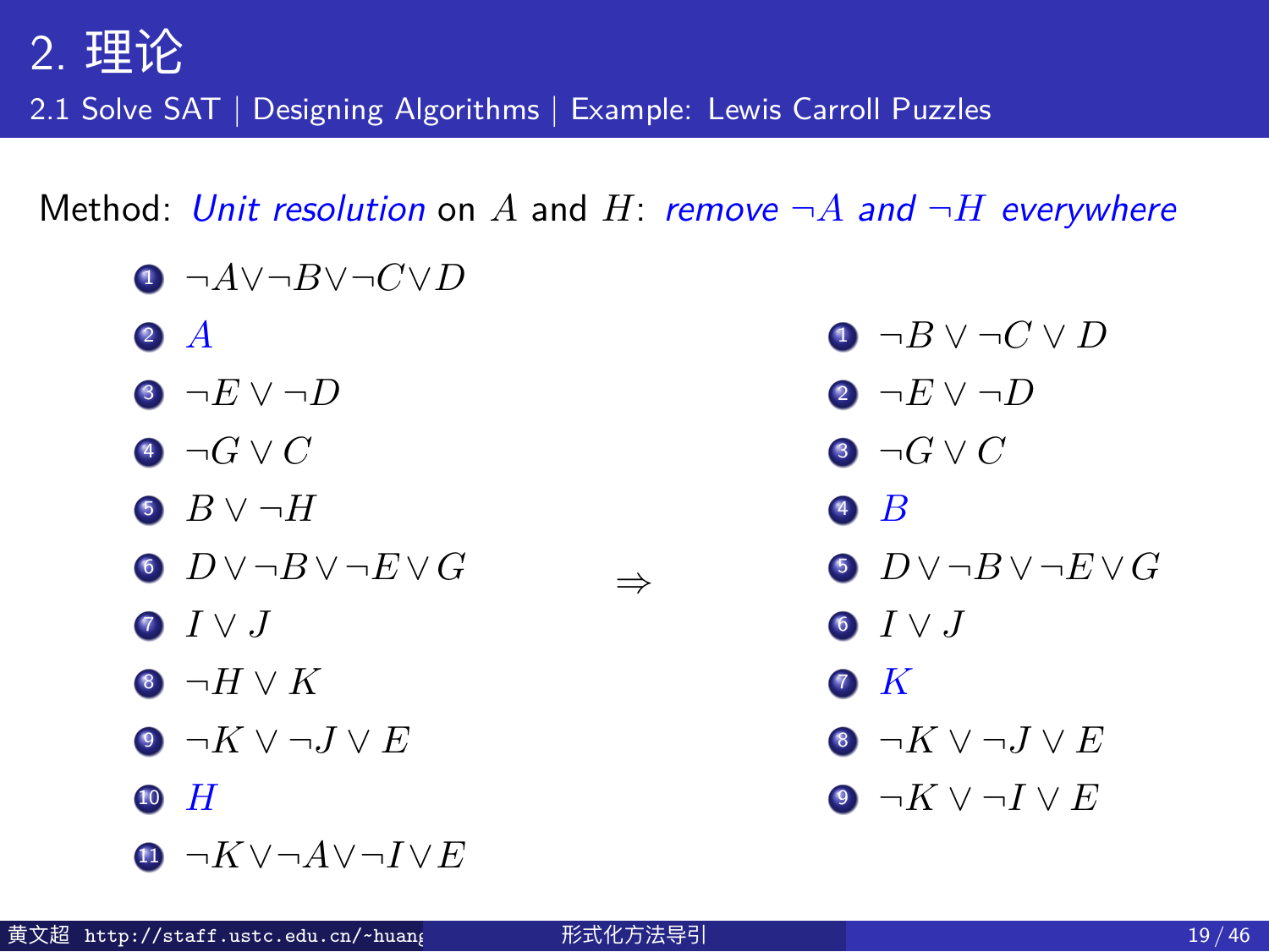## 2. 理论

### 2.1 Solve SAT | Designing Algorithms | Example: Lewis Carroll Puzzles

Method: *Unit resolution* on $A$ and $H$: *remove $\neg A$ and $\neg H$ everywhere*

1. $\neg A \vee \neg B \vee \neg C \vee D$
2. $A$
3. $\neg E \vee \neg D$
4. $\neg G \vee C$
5. $B \vee \neg H$
6. $D \vee \neg B \vee \neg E \vee G$
7. $I \vee J$
8. $\neg H \vee K$
9. $\neg K \vee \neg J \vee E$
10. $H$
11. $\neg K \vee \neg A \vee \neg I \vee E$

$\Rightarrow$

1. $\neg B \vee \neg C \vee D$
2. $\neg E \vee \neg D$
3. $\neg G \vee C$
4. $B$
5. $D \vee \neg B \vee \neg E \vee G$
6. $I \vee J$
7. $K$
8. $\neg K \vee \neg J \vee E$
9. $\neg K \vee \neg I \vee E$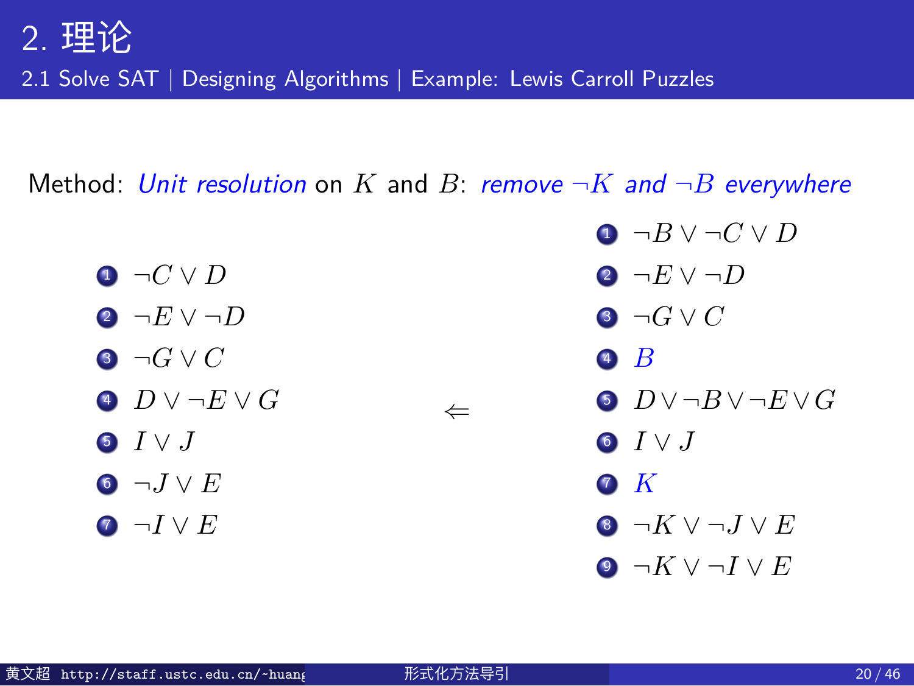# 2. 理论

2.1 Solve SAT | Designing Algorithms | Example: Lewis Carroll Puzzles

Method: *Unit resolution* on $K$ and $B$: *remove $\neg K$ and $\neg B$ everywhere*

| | $\Leftarrow$ | |
|---|---|---|
| 1. $\neg C \vee D$ | | 1. $\neg B \vee \neg C \vee D$ |
| 2. $\neg E \vee \neg D$ | | 2. $\neg E \vee \neg D$ |
| 3. $\neg G \vee C$ | | 3. $\neg G \vee C$ |
| 4. $D \vee \neg E \vee G$ | | 4. $B$ |
| 5. $I \vee J$ | | 5. $D \vee \neg B \vee \neg E \vee G$ |
| 6. $\neg J \vee E$ | | 6. $I \vee J$ |
| 7. $\neg I \vee E$ | | 7. $K$ |
| | | 8. $\neg K \vee \neg J \vee E$ |
| | | 9. $\neg K \vee \neg I \vee E$ |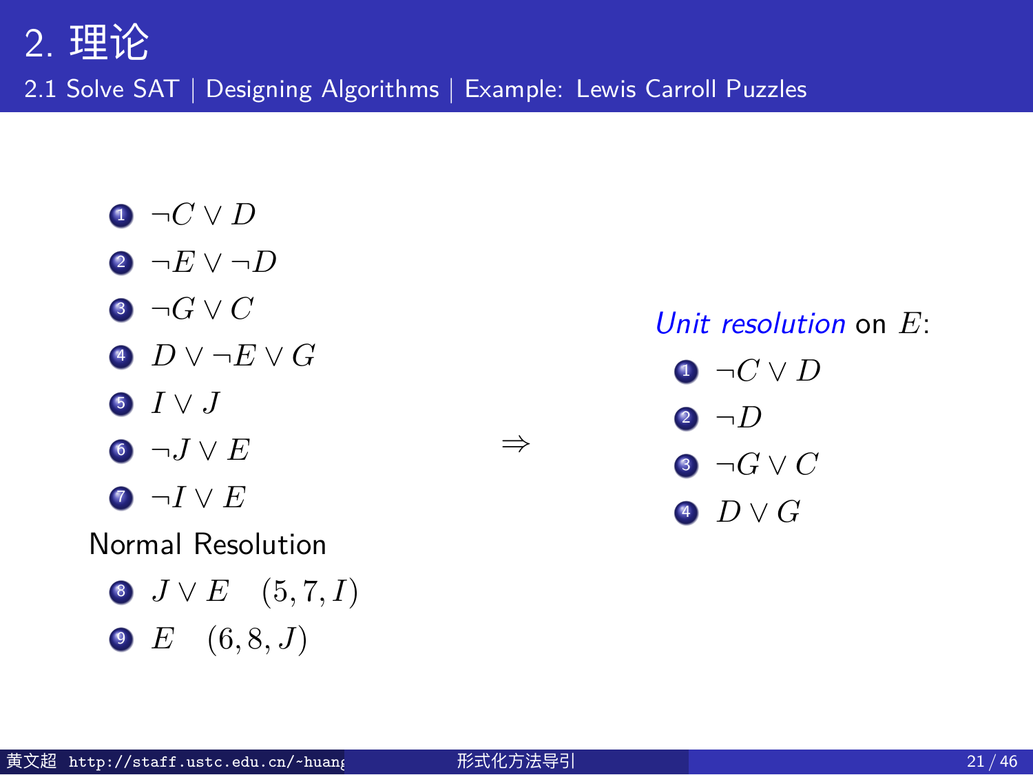# 2. 理论

## 2.1 Solve SAT | Designing Algorithms | Example: Lewis Carroll Puzzles

1. $\neg C \vee D$
2. $\neg E \vee \neg D$
3. $\neg G \vee C$
4. $D \vee \neg E \vee G$
5. $I \vee J$
6. $\neg J \vee E$
7. $\neg I \vee E$

Normal Resolution

8. $J \vee E \quad (5, 7, I)$
9. $E \quad (6, 8, J)$

$\Rightarrow$

*Unit resolution* on $E$:

1. $\neg C \vee D$
2. $\neg D$
3. $\neg G \vee C$
4. $D \vee G$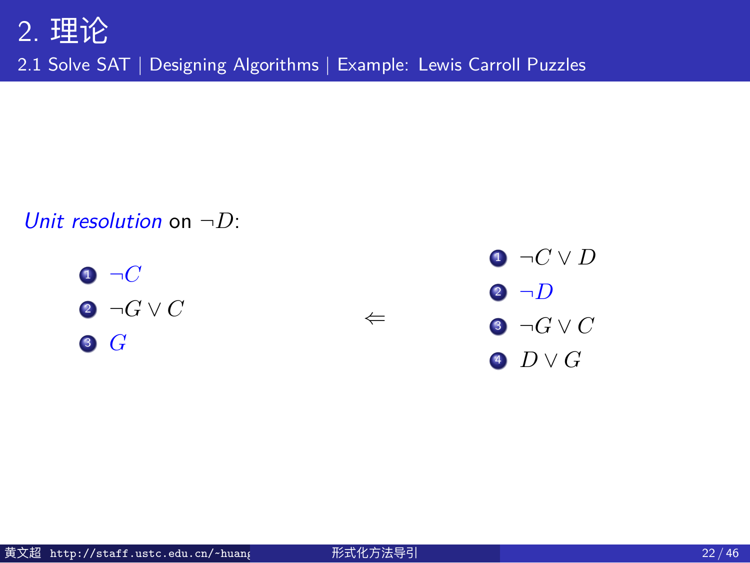*Unit resolution* on $\neg D$:

1. $\neg C$
2. $\neg G \vee C$
3. $G$

$\Leftarrow$

1. $\neg C \vee D$
2. $\neg D$
3. $\neg G \vee C$
4. $D \vee G$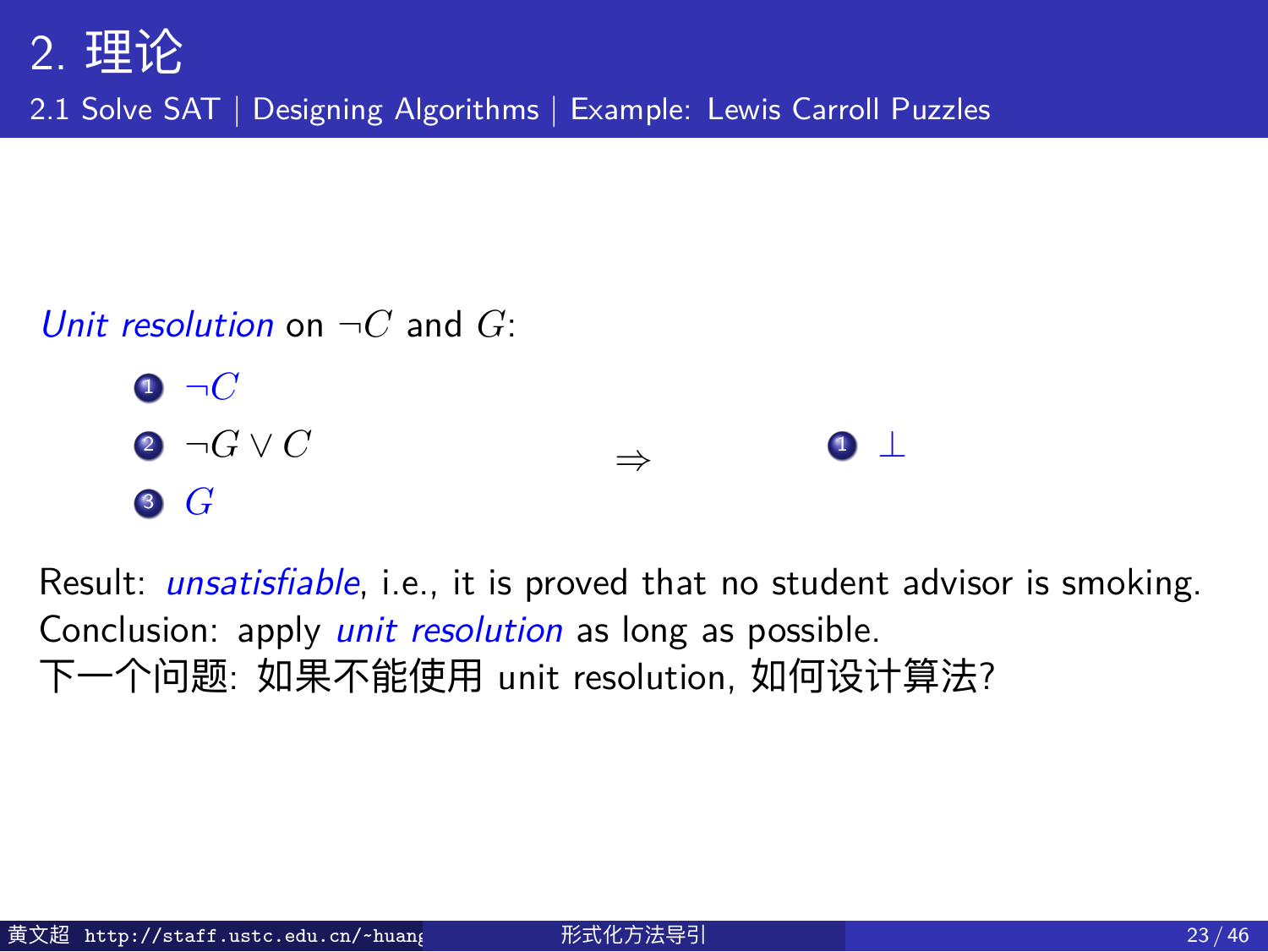# 2. 理论

## 2.1 Solve SAT | Designing Algorithms | Example: Lewis Carroll Puzzles

*Unit resolution* on $\neg C$ and $G$:

1. $\neg C$
2. $\neg G \vee C$
3. $G$

$\Rightarrow$

1. $\bot$

Result: *unsatisfiable*, i.e., it is proved that no student advisor is smoking.
Conclusion: apply *unit resolution* as long as possible.
下一个问题: 如果不能使用 unit resolution, 如何设计算法?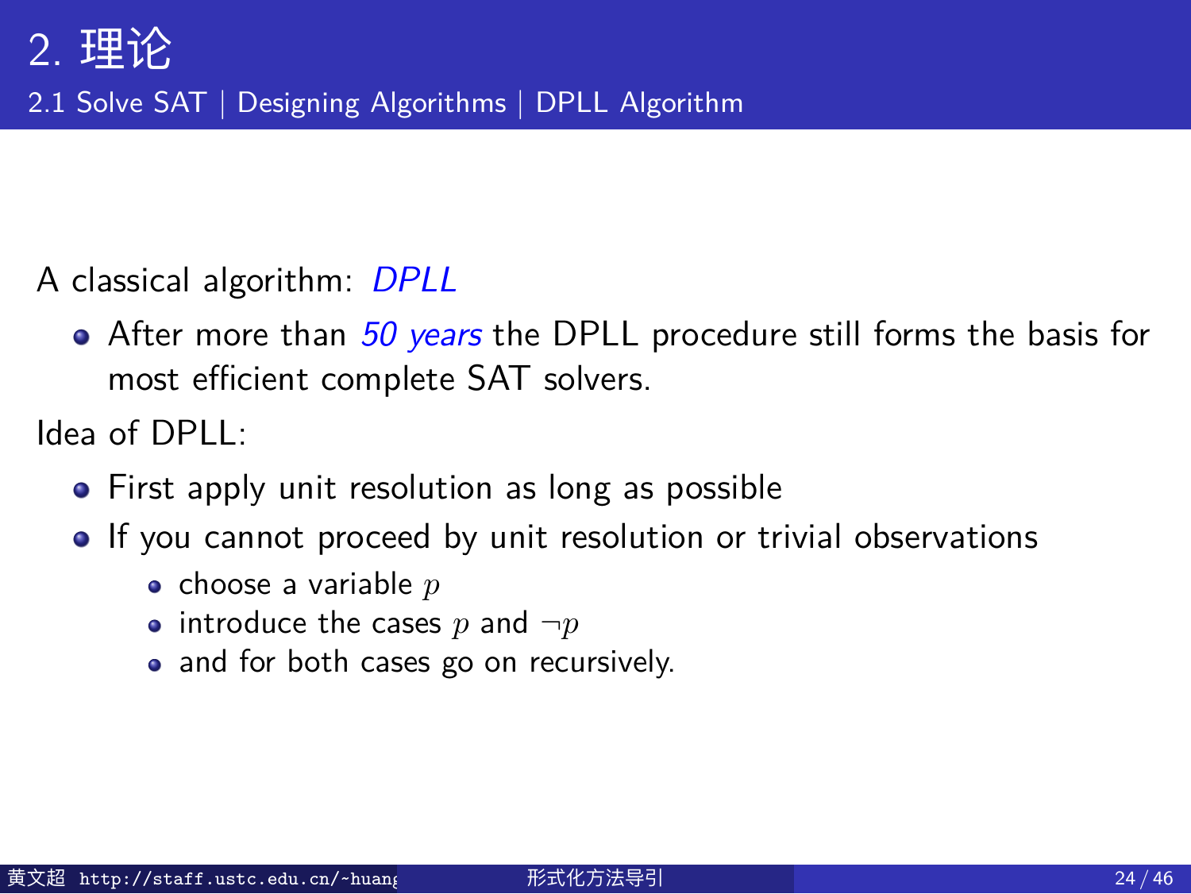# 2. 理论

## 2.1 Solve SAT | Designing Algorithms | DPLL Algorithm

A classical algorithm: *DPLL*

- After more than *50 years* the DPLL procedure still forms the basis for most efficient complete SAT solvers.

Idea of DPLL:

- First apply unit resolution as long as possible
- If you cannot proceed by unit resolution or trivial observations
  - choose a variable $p$
  - introduce the cases $p$ and $\neg p$
  - and for both cases go on recursively.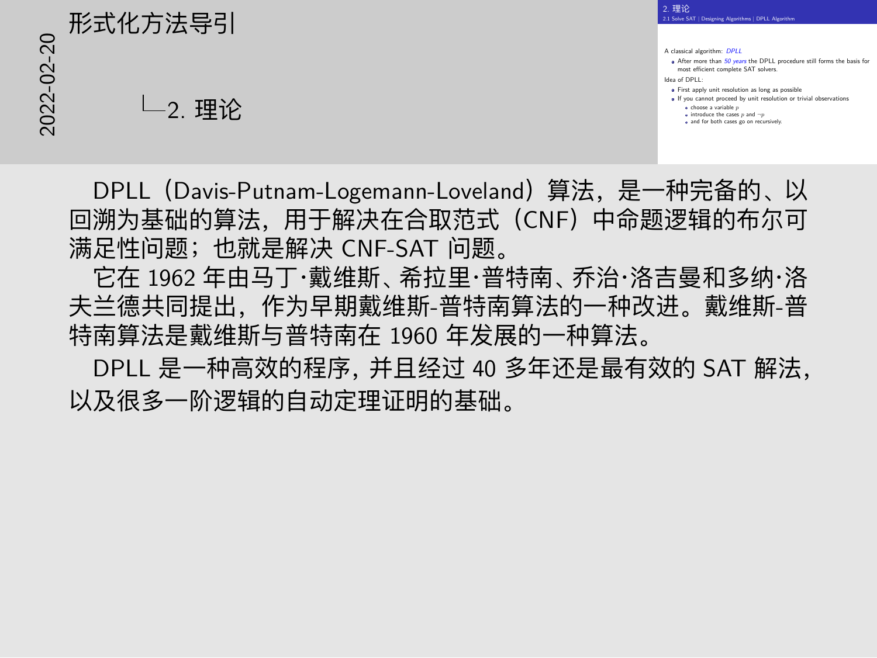# 2. 理论

A classical algorithm: *DPLL*

- After more than *50 years* the DPLL procedure still forms the basis for most efficient complete SAT solvers.

Idea of DPLL:

- First apply unit resolution as long as possible
- If you cannot proceed by unit resolution or trivial observations
  - choose a variable $p$
  - introduce the cases $p$ and $\neg p$
  - and for both cases go on recursively.

DPLL（Davis-Putnam-Logemann-Loveland）算法，是一种完备的、以回溯为基础的算法，用于解决在合取范式（CNF）中命题逻辑的布尔可满足性问题；也就是解决 CNF-SAT 问题。

它在 1962 年由马丁·戴维斯、希拉里·普特南、乔治·洛吉曼和多纳·洛夫兰德共同提出，作为早期戴维斯-普特南算法的一种改进。戴维斯-普特南算法是戴维斯与普特南在 1960 年发展的一种算法。

DPLL 是一种高效的程序，并且经过 40 多年还是最有效的 SAT 解法，以及很多一阶逻辑的自动定理证明的基础。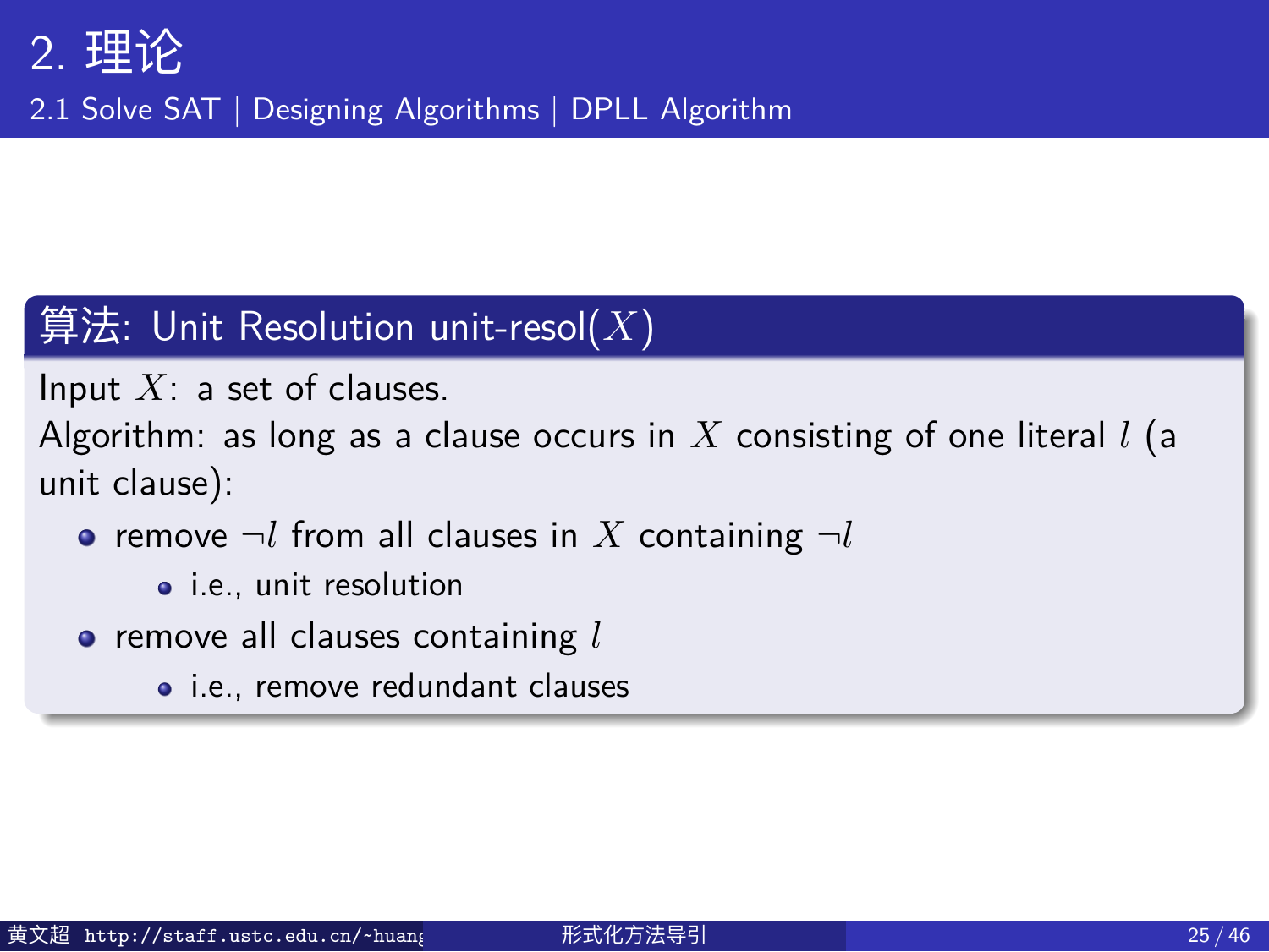# 2. 理论

## 2.1 Solve SAT | Designing Algorithms | DPLL Algorithm

**算法: Unit Resolution unit-resol($X$)**

Input $X$: a set of clauses.

Algorithm: as long as a clause occurs in $X$ consisting of one literal $l$ (a unit clause):

- remove $\neg l$ from all clauses in $X$ containing $\neg l$
  - i.e., unit resolution
- remove all clauses containing $l$
  - i.e., remove redundant clauses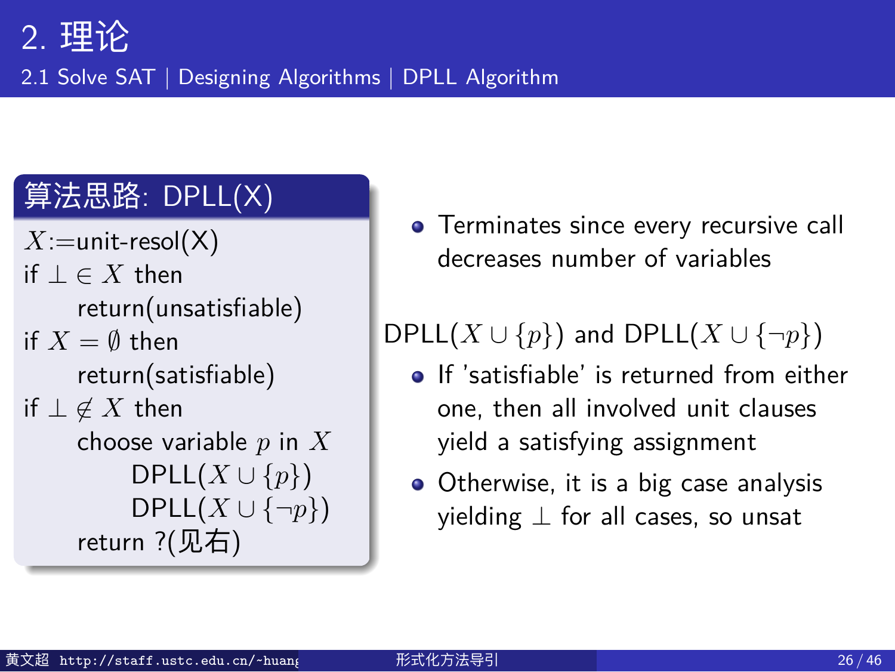# 2. 理论

## 2.1 Solve SAT | Designing Algorithms | DPLL Algorithm

### 算法思路: DPLL(X)

$X$:=unit-resol(X)
if $\bot \in X$ then
  return(unsatisfiable)
if $X = \emptyset$ then
  return(satisfiable)
if $\bot \notin X$ then
  choose variable $p$ in $X$
    DPLL($X \cup \{p\}$)
    DPLL($X \cup \{\neg p\}$)
  return ?(见右)

- Terminates since every recursive call decreases number of variables

DPLL($X \cup \{p\}$) and DPLL($X \cup \{\neg p\}$)

- If 'satisfiable' is returned from either one, then all involved unit clauses yield a satisfying assignment
- Otherwise, it is a big case analysis yielding $\bot$ for all cases, so unsat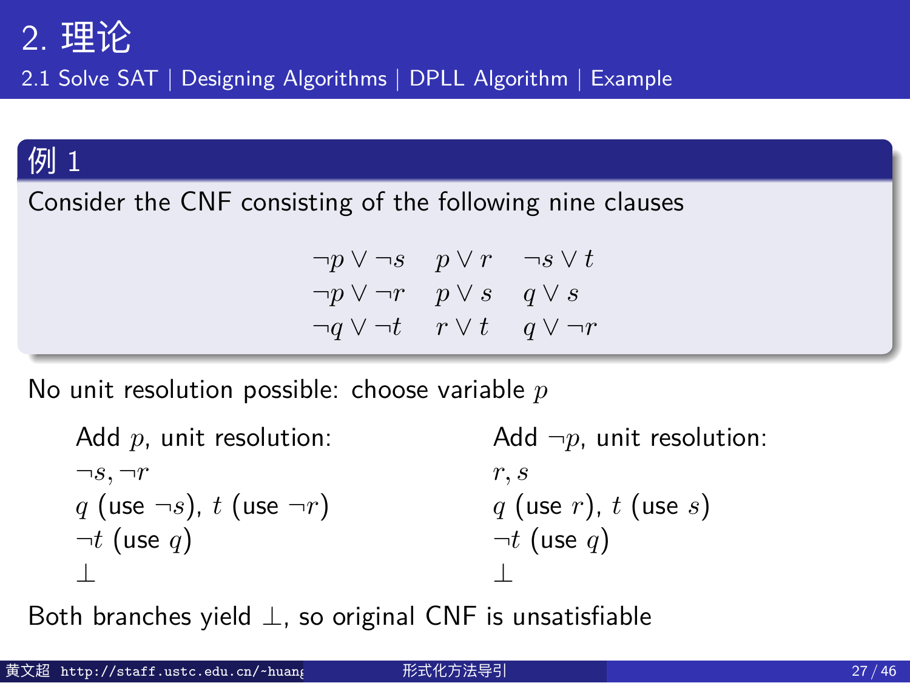# 2. 理论

## 2.1 Solve SAT | Designing Algorithms | DPLL Algorithm | Example

### 例 1

Consider the CNF consisting of the following nine clauses

$$
\begin{array}{lll}
\neg p \vee \neg s & p \vee r & \neg s \vee t \\
\neg p \vee \neg r & p \vee s & q \vee s \\
\neg q \vee \neg t & r \vee t & q \vee \neg r
\end{array}
$$

No unit resolution possible: choose variable $p$

Add $p$, unit resolution:
$\neg s, \neg r$
$q$ (use $\neg s$), $t$ (use $\neg r$)
$\neg t$ (use $q$)
$\bot$

Add $\neg p$, unit resolution:
$r, s$
$q$ (use $r$), $t$ (use $s$)
$\neg t$ (use $q$)
$\bot$

Both branches yield $\bot$, so original CNF is unsatisfiable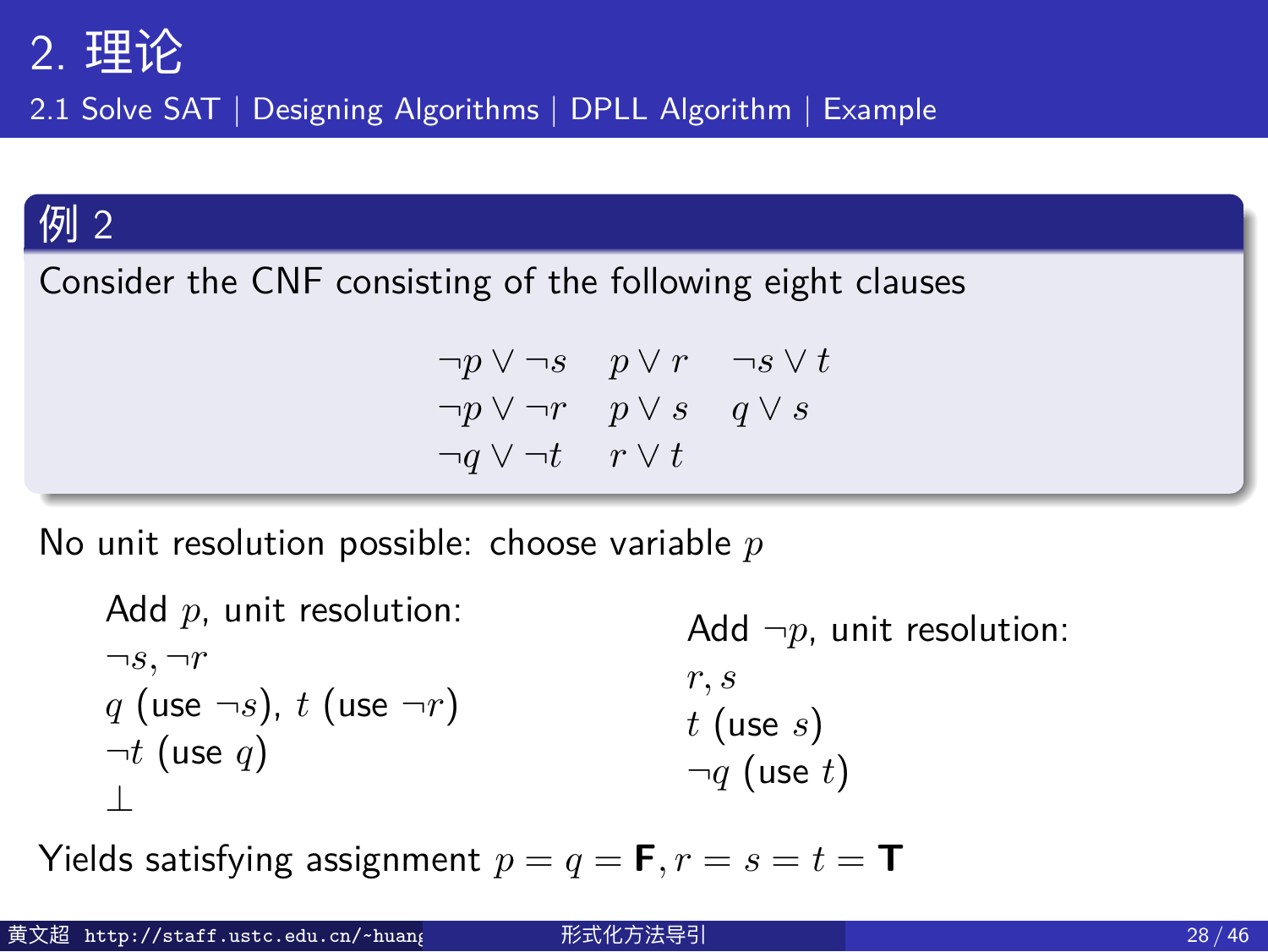## 2. 理论

### 2.1 Solve SAT | Designing Algorithms | DPLL Algorithm | Example

**例 2**

Consider the CNF consisting of the following eight clauses

$$
\begin{array}{lll}
\neg p \vee \neg s & p \vee r & \neg s \vee t \\
\neg p \vee \neg r & p \vee s & q \vee s \\
\neg q \vee \neg t & r \vee t &
\end{array}
$$

No unit resolution possible: choose variable $p$

Add $p$, unit resolution:
$\neg s, \neg r$
$q$ (use $\neg s$), $t$ (use $\neg r$)
$\neg t$ (use $q$)
$\bot$

Add $\neg p$, unit resolution:
$r, s$
$t$ (use $s$)
$\neg q$ (use $t$)

Yields satisfying assignment $p = q = \mathbf{F}, r = s = t = \mathbf{T}$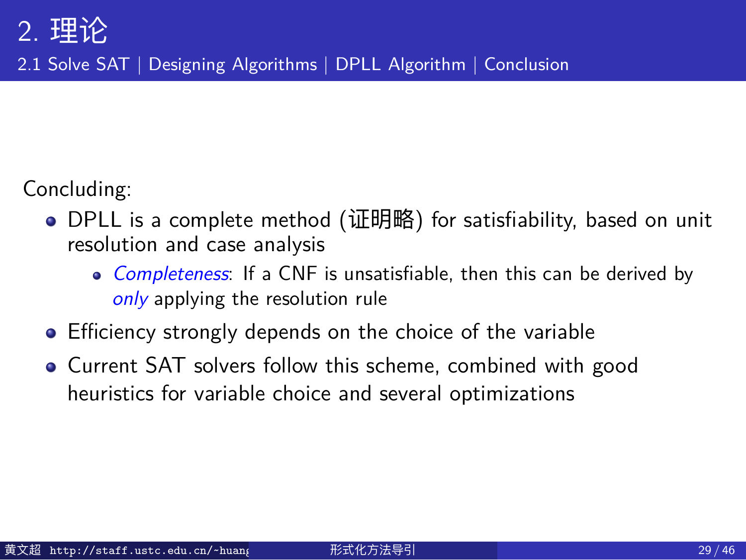Concluding:

- DPLL is a complete method (证明略) for satisfiability, based on unit resolution and case analysis
  - *Completeness*: If a CNF is unsatisfiable, then this can be derived by *only* applying the resolution rule
- Efficiency strongly depends on the choice of the variable
- Current SAT solvers follow this scheme, combined with good heuristics for variable choice and several optimizations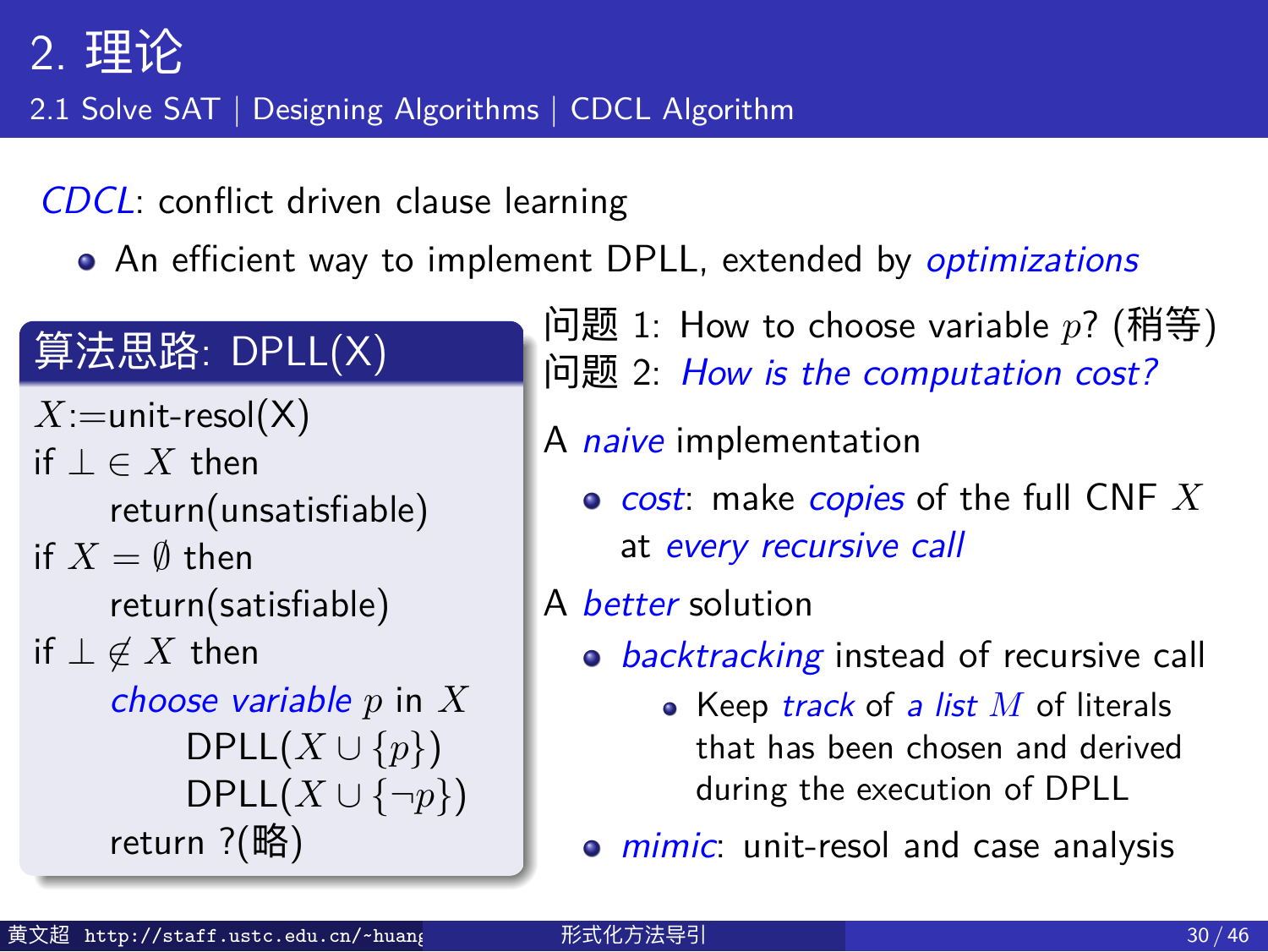# 2. 理论

## 2.1 Solve SAT | Designing Algorithms | CDCL Algorithm

*CDCL*: conflict driven clause learning

- An efficient way to implement DPLL, extended by *optimizations*

**算法思路: DPLL(X)**

```
X:=unit-resol(X)
if ⊥ ∈ X then
    return(unsatisfiable)
if X = ∅ then
    return(satisfiable)
if ⊥ ∉ X then
    choose variable p in X
        DPLL(X ∪ {p})
        DPLL(X ∪ {¬p})
    return ?(略)
```

问题 1: How to choose variable $p$? (稍等)
问题 2: *How is the computation cost?*

A *naive* implementation

- *cost*: make *copies* of the full CNF $X$ at *every recursive call*

A *better* solution

- *backtracking* instead of recursive call
  - Keep *track* of *a list* $M$ of literals that has been chosen and derived during the execution of DPLL
- *mimic*: unit-resol and case analysis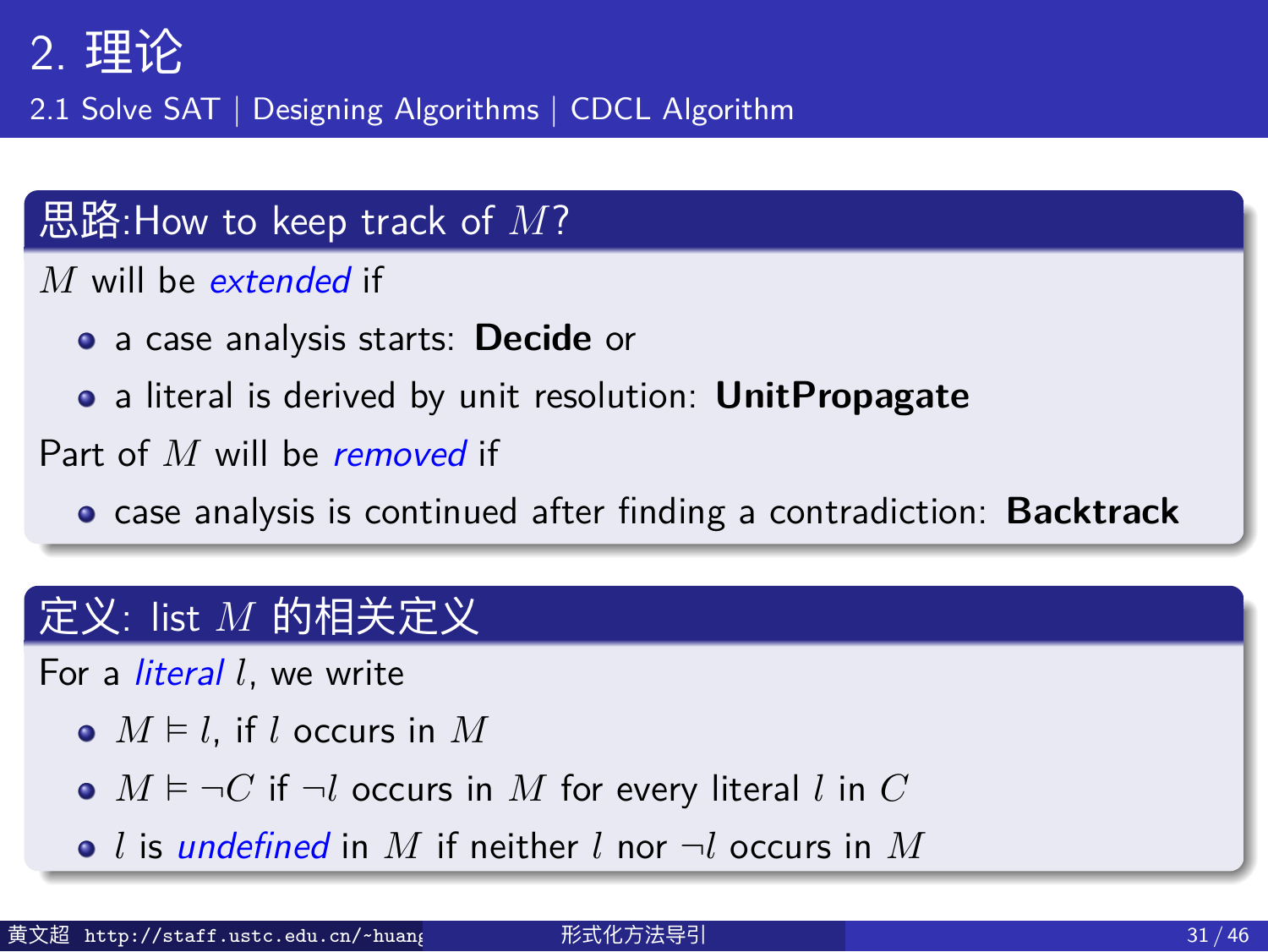# 2. 理论

## 2.1 Solve SAT | Designing Algorithms | CDCL Algorithm

### 思路:How to keep track of $M$?

$M$ will be *extended* if

- a case analysis starts: **Decide** or
- a literal is derived by unit resolution: **UnitPropagate**

Part of $M$ will be *removed* if

- case analysis is continued after finding a contradiction: **Backtrack**

### 定义: list $M$ 的相关定义

For a *literal* $l$, we write

- $M \vDash l$, if $l$ occurs in $M$
- $M \vDash \neg C$ if $\neg l$ occurs in $M$ for every literal $l$ in $C$
- $l$ is *undefined* in $M$ if neither $l$ nor $\neg l$ occurs in $M$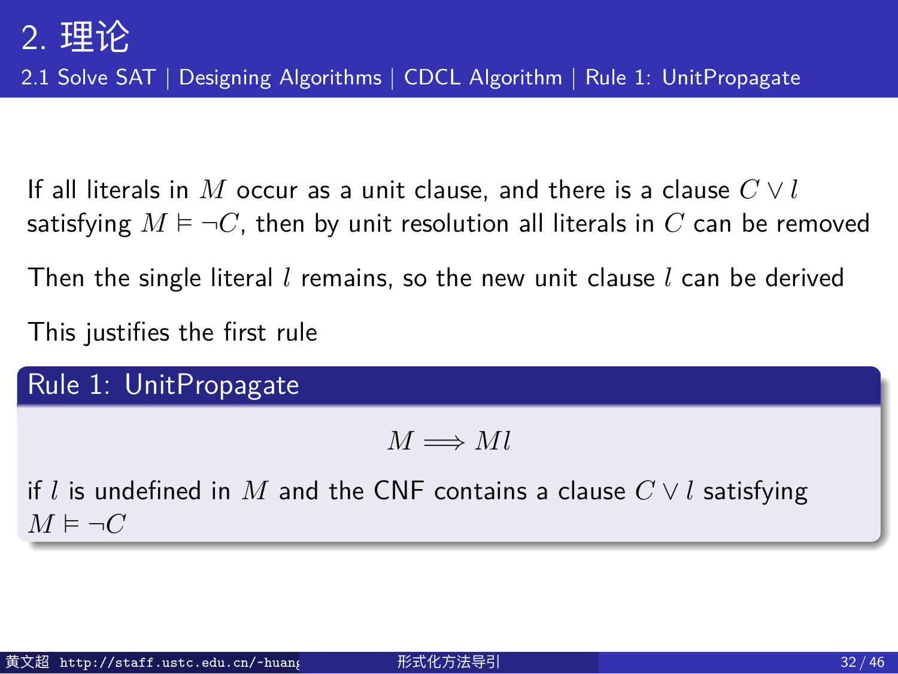## 2. 理论

### 2.1 Solve SAT | Designing Algorithms | CDCL Algorithm | Rule 1: UnitPropagate

If all literals in $M$ occur as a unit clause, and there is a clause $C \vee l$ satisfying $M \vDash \neg C$, then by unit resolution all literals in $C$ can be removed

Then the single literal $l$ remains, so the new unit clause $l$ can be derived

This justifies the first rule

**Rule 1: UnitPropagate**

$$M \Longrightarrow Ml$$

if $l$ is undefined in $M$ and the CNF contains a clause $C \vee l$ satisfying $M \vDash \neg C$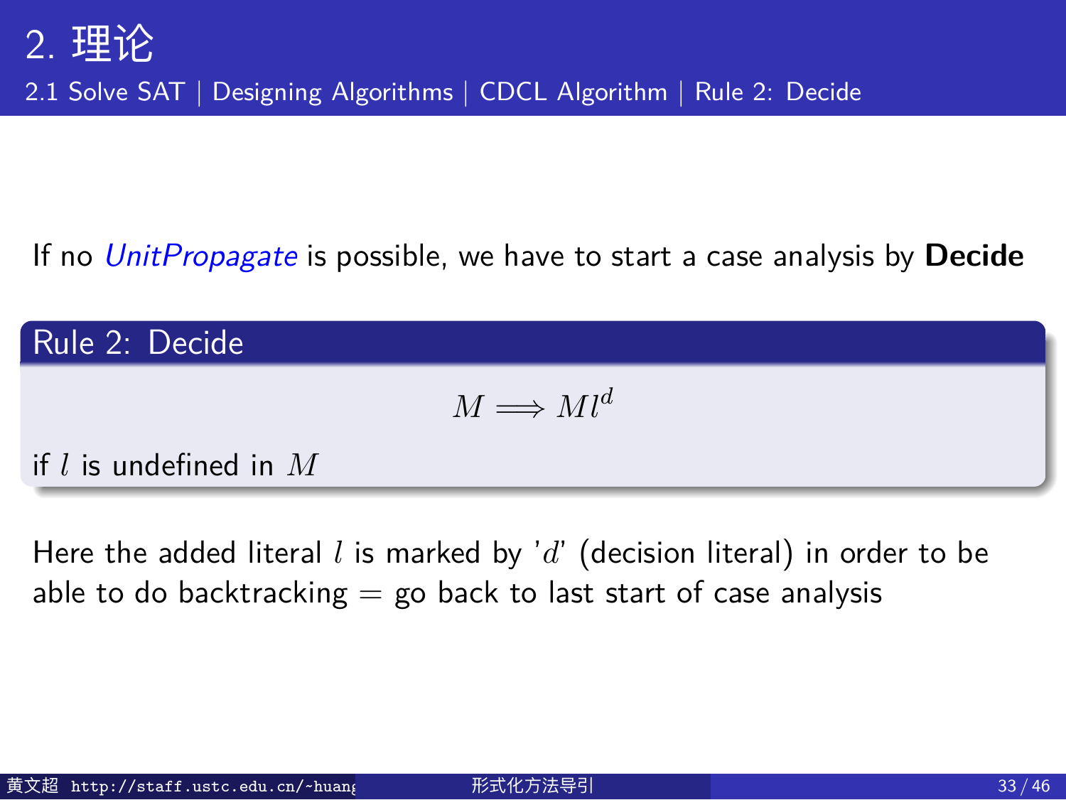# 2. 理论

## 2.1 Solve SAT | Designing Algorithms | CDCL Algorithm | Rule 2: Decide

If no *UnitPropagate* is possible, we have to start a case analysis by **Decide**

**Rule 2: Decide**

$$M \Longrightarrow Ml^d$$

if $l$ is undefined in $M$

Here the added literal $l$ is marked by '$d$' (decision literal) in order to be able to do backtracking = go back to last start of case analysis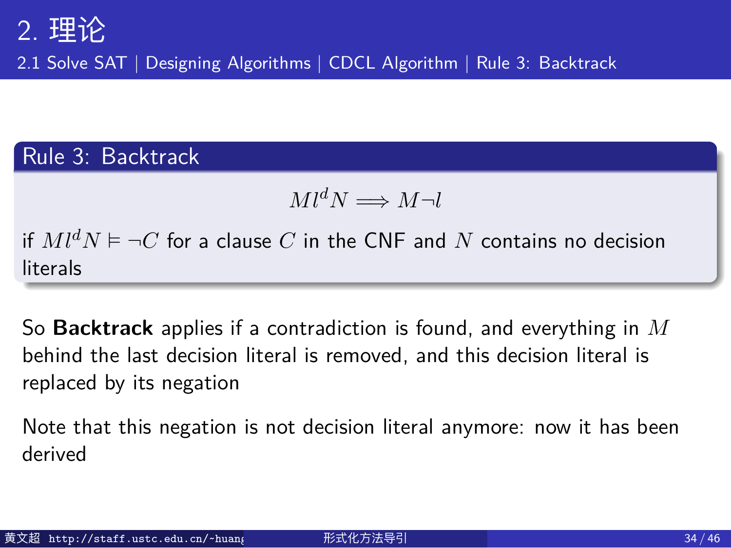# 2. 理论

## 2.1 Solve SAT | Designing Algorithms | CDCL Algorithm | Rule 3: Backtrack

### Rule 3: Backtrack

$$Ml^dN \Longrightarrow M\neg l$$

if $Ml^dN \vDash \neg C$ for a clause $C$ in the CNF and $N$ contains no decision literals

So **Backtrack** applies if a contradiction is found, and everything in $M$ behind the last decision literal is removed, and this decision literal is replaced by its negation

Note that this negation is not decision literal anymore: now it has been derived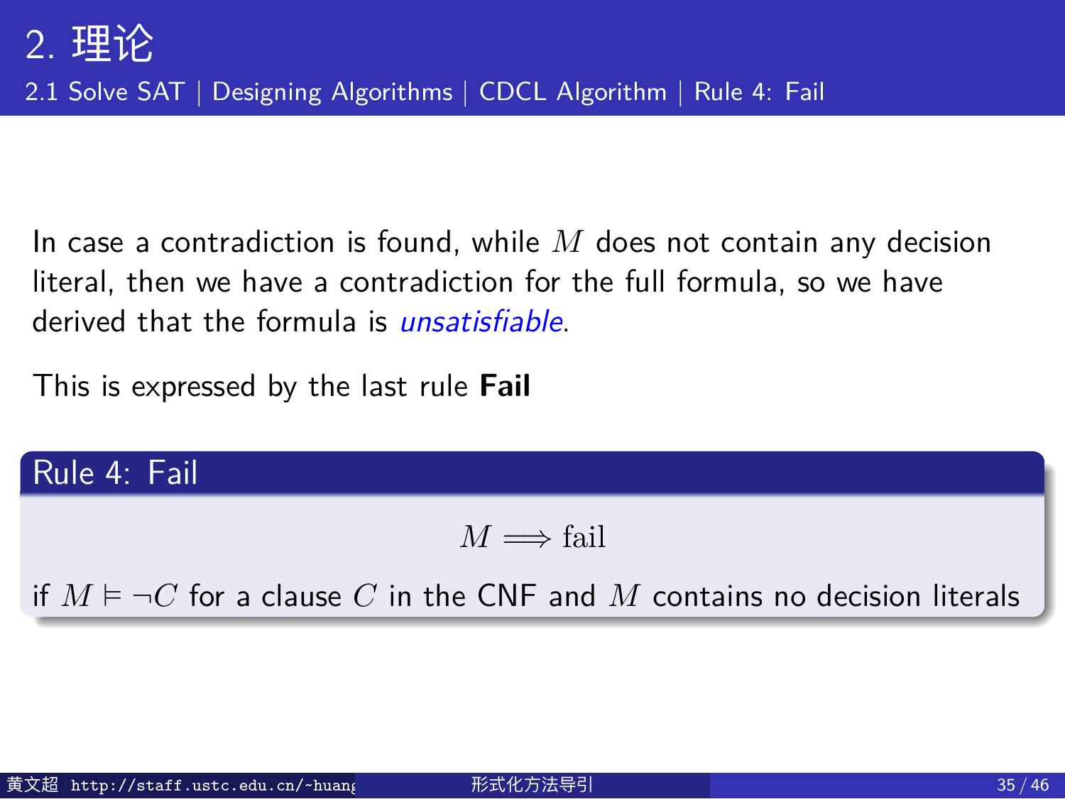## 2. 理论

### 2.1 Solve SAT | Designing Algorithms | CDCL Algorithm | Rule 4: Fail

In case a contradiction is found, while $M$ does not contain any decision literal, then we have a contradiction for the full formula, so we have derived that the formula is *unsatisfiable*.

This is expressed by the last rule **Fail**

**Rule 4: Fail**

$$M \Longrightarrow \text{fail}$$

if $M \models \neg C$ for a clause $C$ in the CNF and $M$ contains no decision literals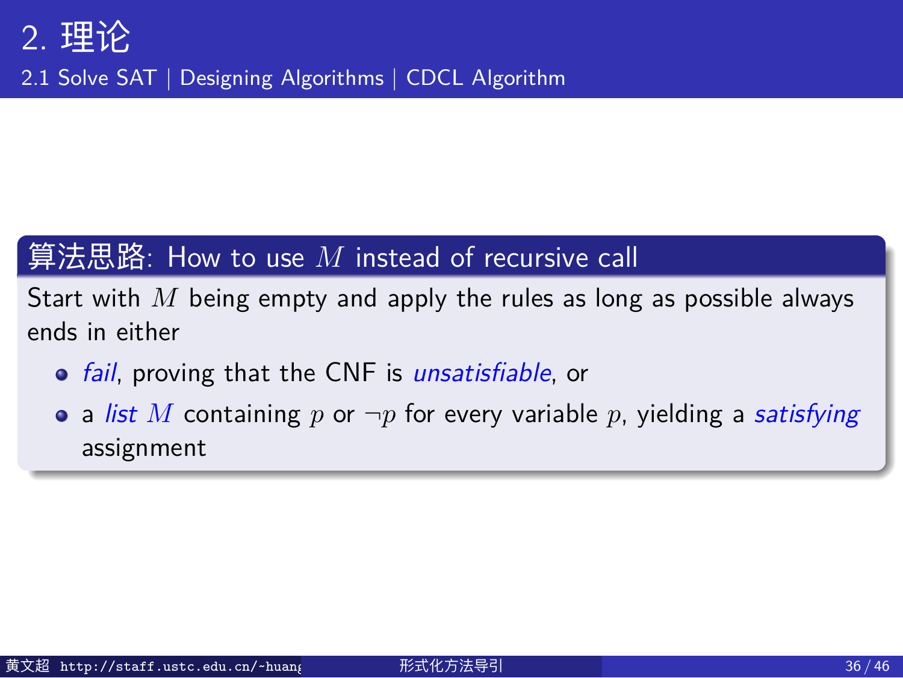# 2. 理论

## 2.1 Solve SAT | Designing Algorithms | CDCL Algorithm

### 算法思路: How to use $M$ instead of recursive call

Start with $M$ being empty and apply the rules as long as possible always ends in either

- *fail*, proving that the CNF is *unsatisfiable*, or
- a *list* $M$ containing $p$ or $\neg p$ for every variable $p$, yielding a *satisfying* assignment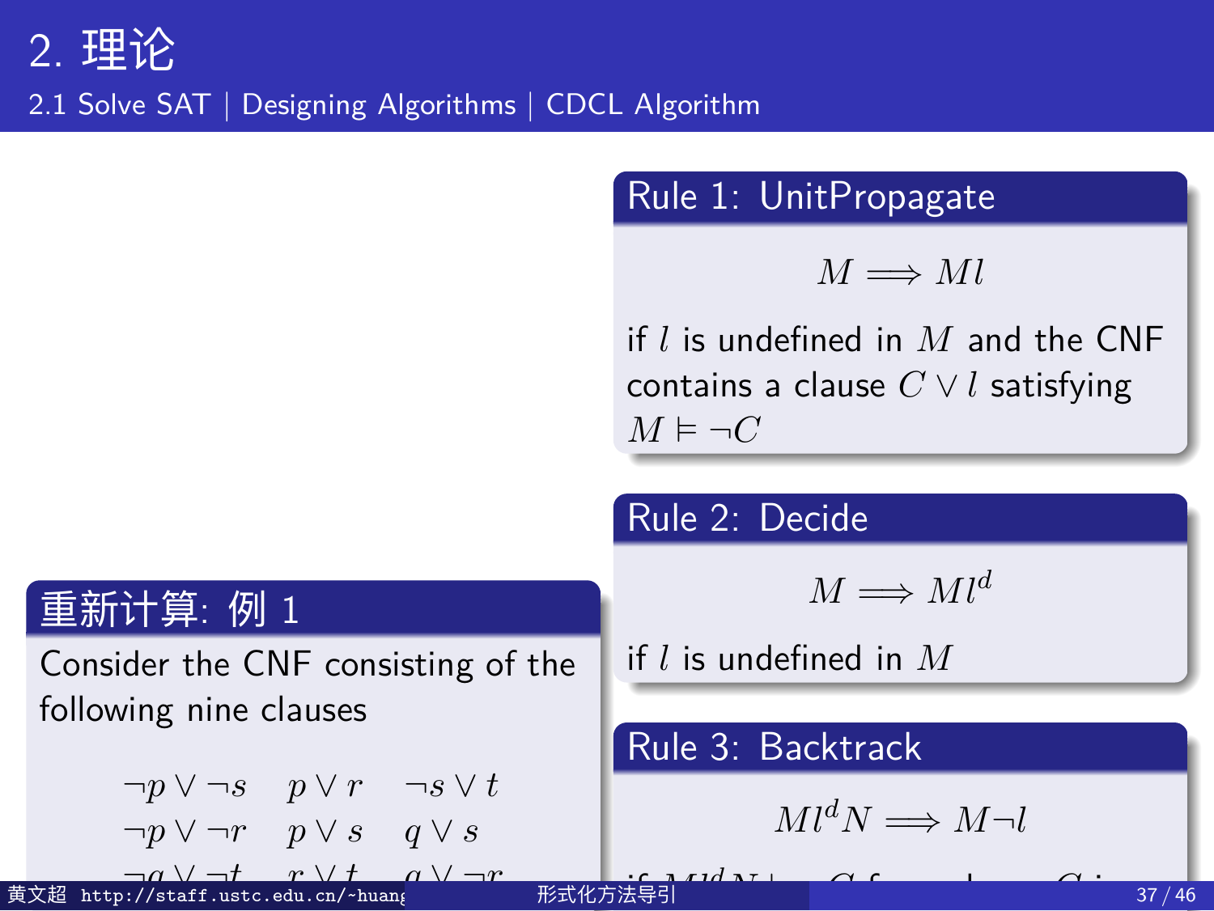# 2. 理论

## 2.1 Solve SAT | Designing Algorithms | CDCL Algorithm

### 重新计算: 例 1

Consider the CNF consisting of the following nine clauses

$$
\begin{array}{lll}
\neg p \vee \neg s & p \vee r & \neg s \vee t \\
\neg p \vee \neg r & p \vee s & q \vee s \\
\neg q \vee \neg t & r \vee t & q \vee \neg r
\end{array}
$$

### Rule 1: UnitPropagate

$$M \Longrightarrow Ml$$

if $l$ is undefined in $M$ and the CNF contains a clause $C \vee l$ satisfying $M \models \neg C$

### Rule 2: Decide

$$M \Longrightarrow Ml^d$$

if $l$ is undefined in $M$

### Rule 3: Backtrack

$$Ml^d N \Longrightarrow M\neg l$$

if $Ml^d N \models \neg C$ for some clause $C$ i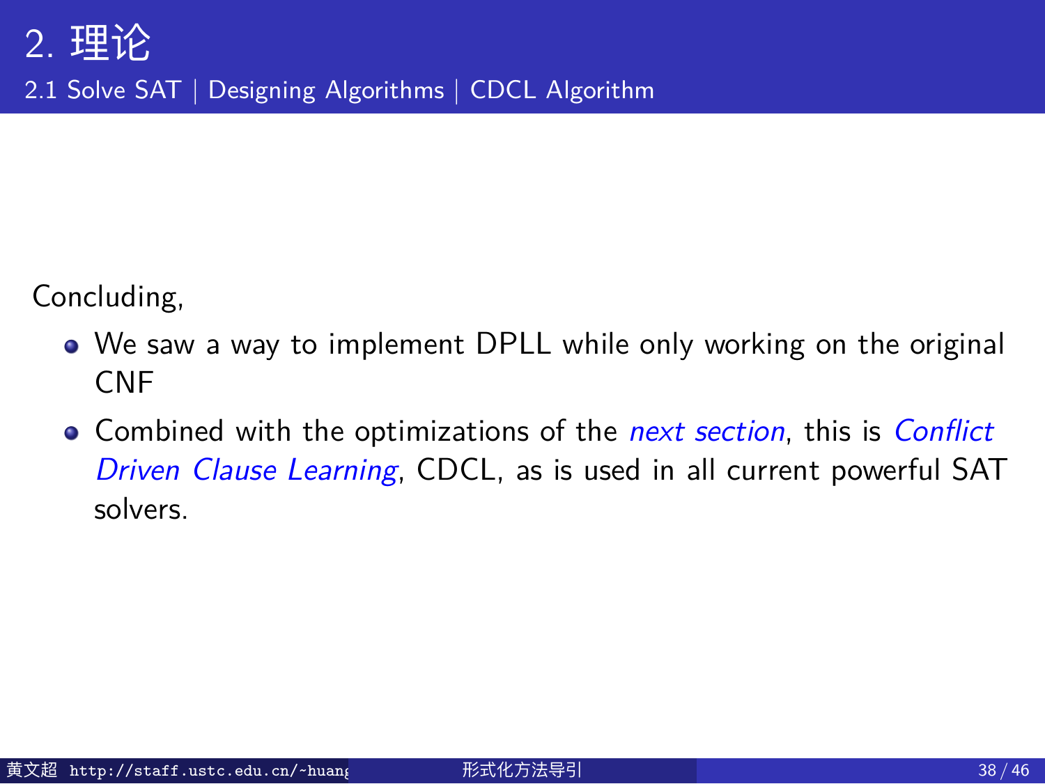## 2. 理论

### 2.1 Solve SAT | Designing Algorithms | CDCL Algorithm

Concluding,

- We saw a way to implement DPLL while only working on the original CNF
- Combined with the optimizations of the *next section*, this is *Conflict Driven Clause Learning*, CDCL, as is used in all current powerful SAT solvers.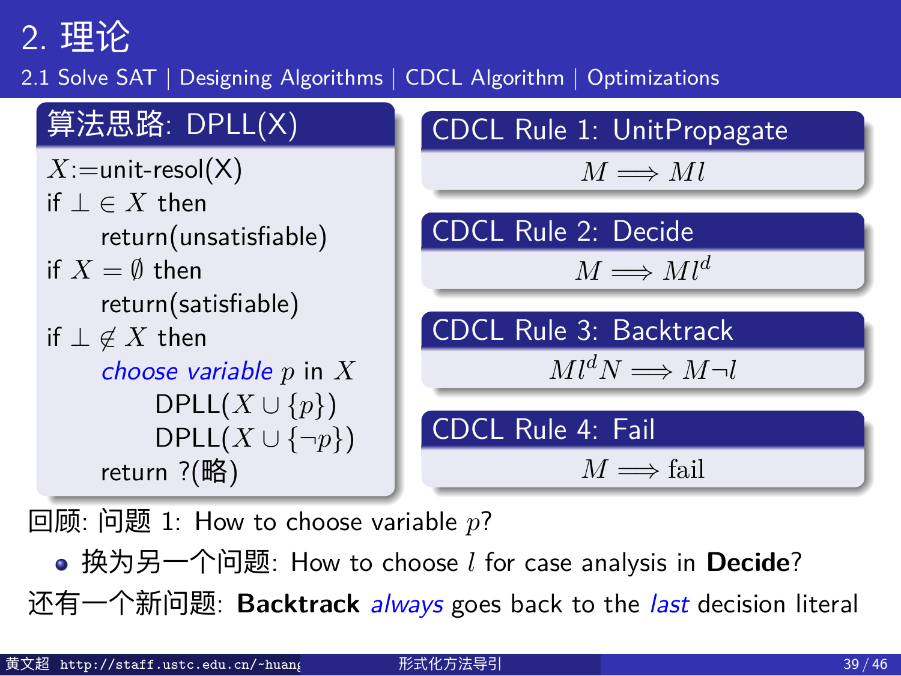## 2. 理论

### 算法思路: DPLL(X)

$X$:=unit-resol(X)
if $\bot \in X$ then
  return(unsatisfiable)
if $X = \emptyset$ then
  return(satisfiable)
if $\bot \notin X$ then
  *choose variable* $p$ in $X$
    DPLL($X \cup \{p\}$)
    DPLL($X \cup \{\neg p\}$)
  return ?(略)

### CDCL Rule 1: UnitPropagate

$$M \Longrightarrow Ml$$

### CDCL Rule 2: Decide

$$M \Longrightarrow Ml^d$$

### CDCL Rule 3: Backtrack

$$Ml^d N \Longrightarrow M\neg l$$

### CDCL Rule 4: Fail

$$M \Longrightarrow \text{fail}$$

回顾: 问题 1: How to choose variable $p$?

- 换为另一个问题: How to choose $l$ for case analysis in **Decide**?

还有一个新问题: **Backtrack** *always* goes back to the *last* decision literal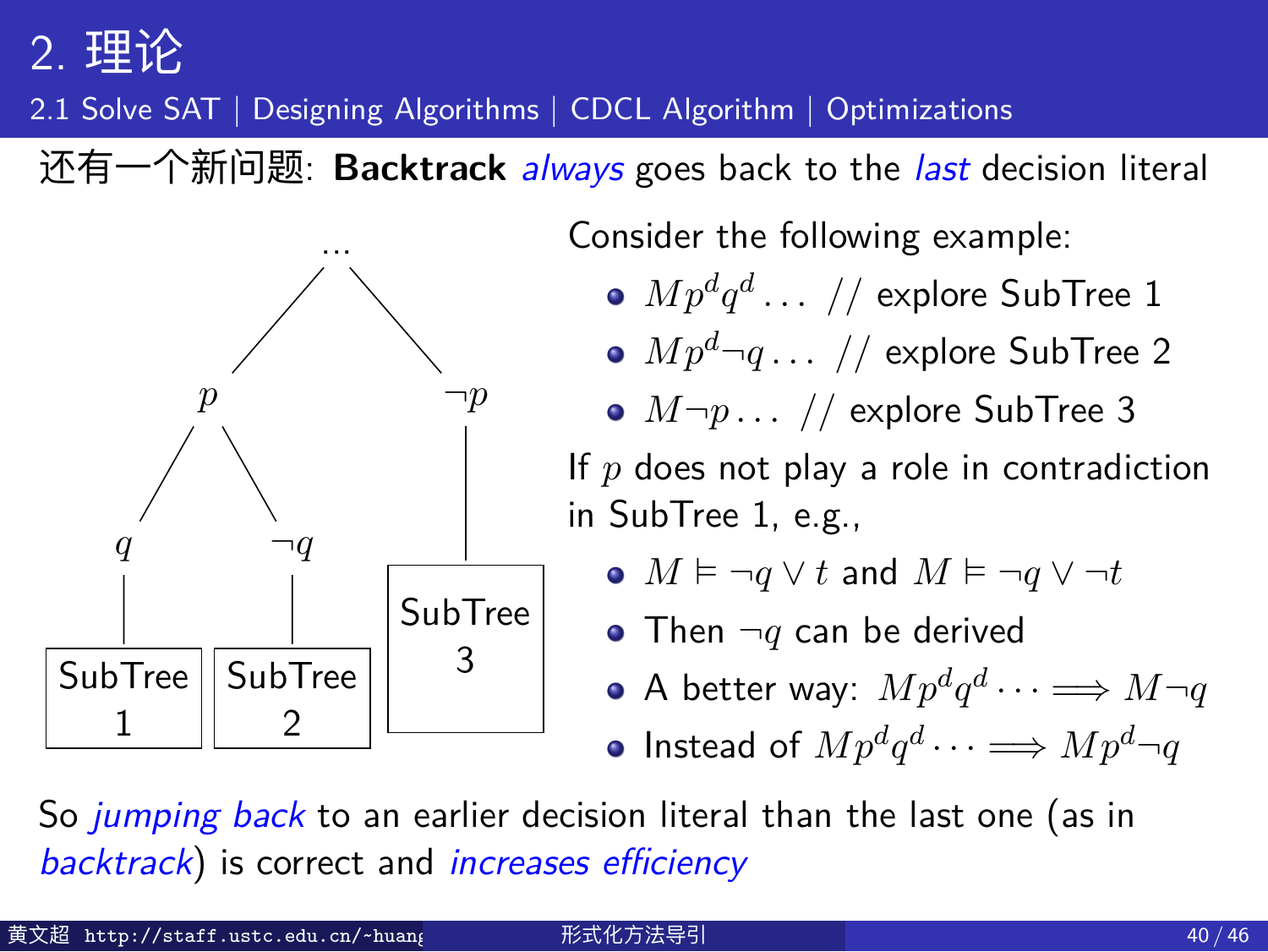# 2. 理论

2.1 Solve SAT | Designing Algorithms | CDCL Algorithm | Optimizations

还有一个新问题: **Backtrack** *always* goes back to the *last* decision literal

Consider the following example:

- $Mp^dq^d\dots$ // explore SubTree 1
- $Mp^d\neg q\dots$ // explore SubTree 2
- $M\neg p\dots$ // explore SubTree 3

If $p$ does not play a role in contradiction in SubTree 1, e.g.,

- $M \vDash \neg q \vee t$ and $M \vDash \neg q \vee \neg t$
- Then $\neg q$ can be derived
- A better way: $Mp^dq^d\cdots \Longrightarrow M\neg q$
- Instead of $Mp^dq^d\cdots \Longrightarrow Mp^d\neg q$

So *jumping back* to an earlier decision literal than the last one (as in *backtrack*) is correct and *increases efficiency*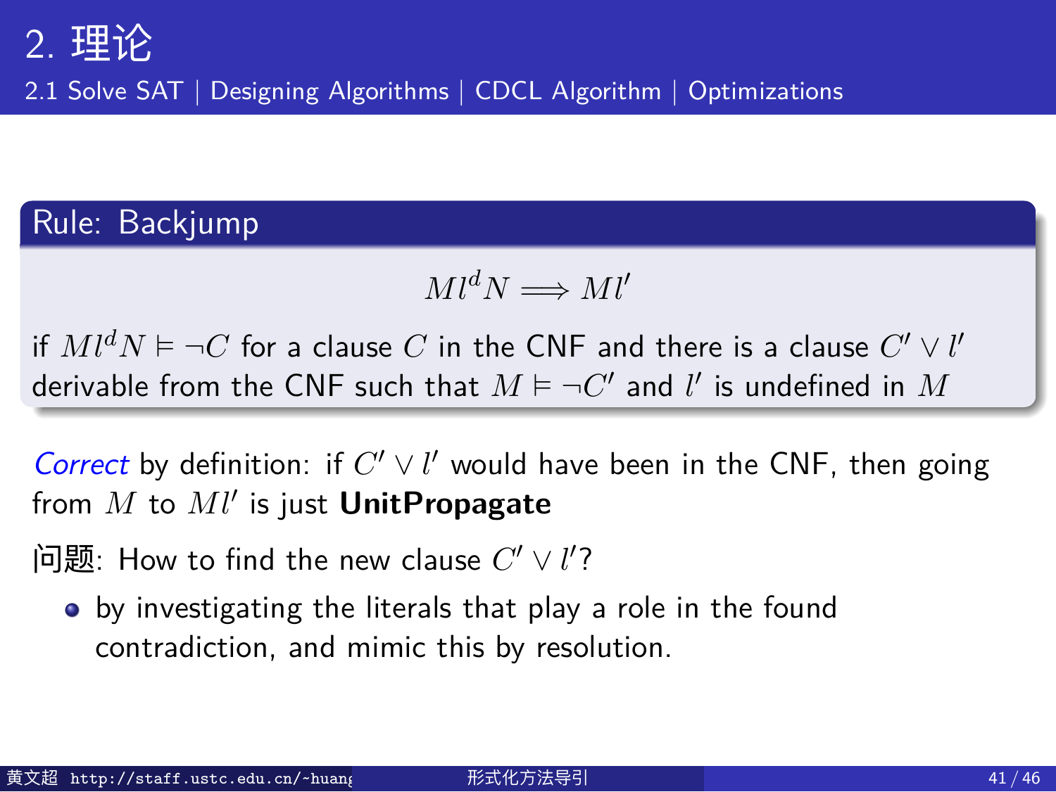## 2. 理论

2.1 Solve SAT | Designing Algorithms | CDCL Algorithm | Optimizations

**Rule: Backjump**

$$Ml^dN \Longrightarrow Ml'$$

if $Ml^dN \vDash \neg C$ for a clause $C$ in the CNF and there is a clause $C' \vee l'$ derivable from the CNF such that $M \vDash \neg C'$ and $l'$ is undefined in $M$

*Correct* by definition: if $C' \vee l'$ would have been in the CNF, then going from $M$ to $Ml'$ is just **UnitPropagate**

问题: How to find the new clause $C' \vee l'$?

- by investigating the literals that play a role in the found contradiction, and mimic this by resolution.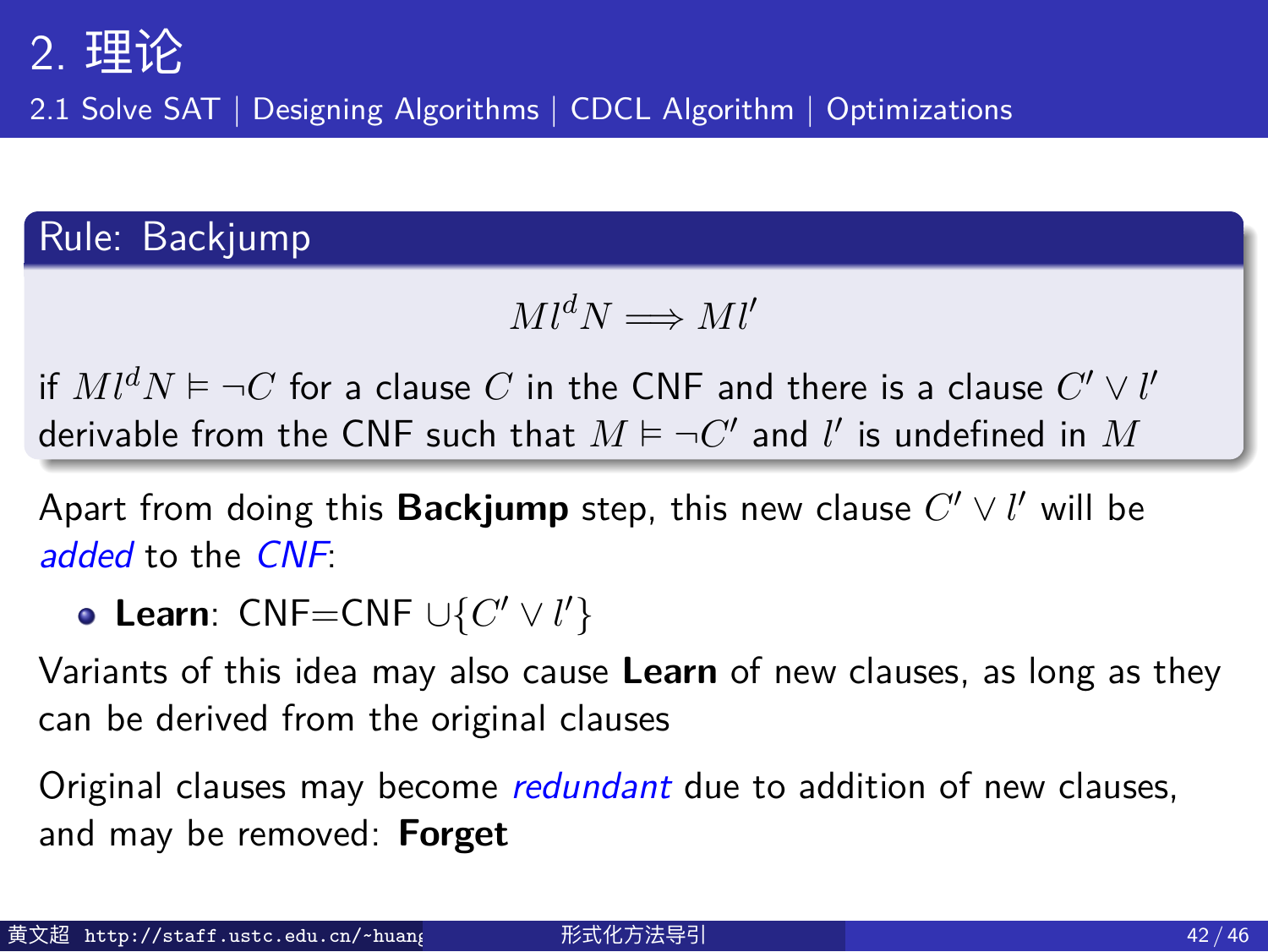# 2. 理论

2.1 Solve SAT | Designing Algorithms | CDCL Algorithm | Optimizations

## Rule: Backjump

$$Ml^dN \Longrightarrow Ml'$$

if $Ml^dN \vDash \neg C$ for a clause $C$ in the CNF and there is a clause $C' \vee l'$ derivable from the CNF such that $M \vDash \neg C'$ and $l'$ is undefined in $M$

Apart from doing this **Backjump** step, this new clause $C' \vee l'$ will be *added* to the *CNF*:

- **Learn**: CNF=CNF $\cup \{C' \vee l'\}$

Variants of this idea may also cause **Learn** of new clauses, as long as they can be derived from the original clauses

Original clauses may become *redundant* due to addition of new clauses, and may be removed: **Forget**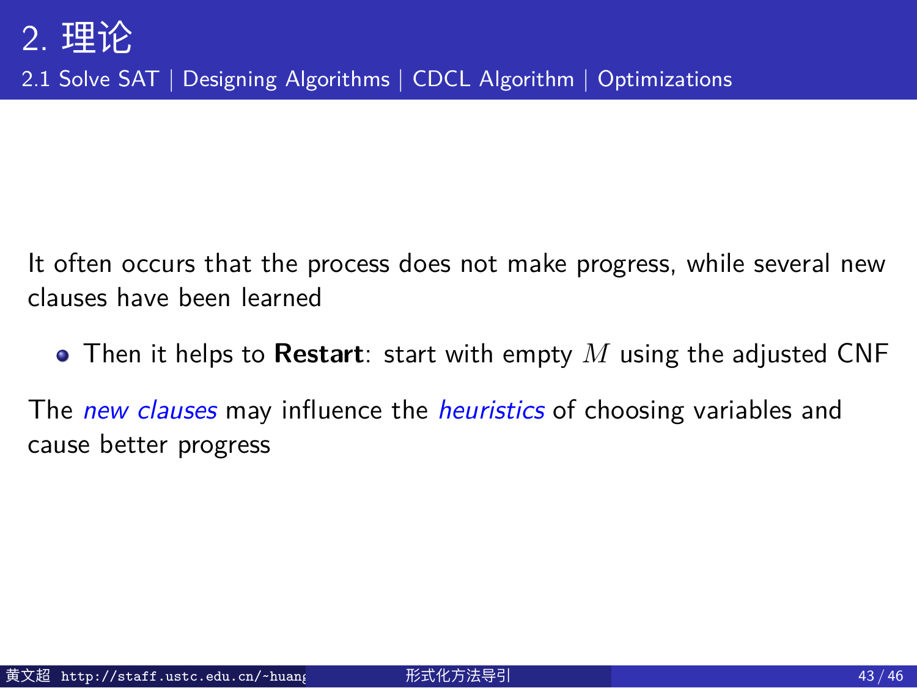It often occurs that the process does not make progress, while several new clauses have been learned

- Then it helps to **Restart**: start with empty $M$ using the adjusted CNF

The *new clauses* may influence the *heuristics* of choosing variables and cause better progress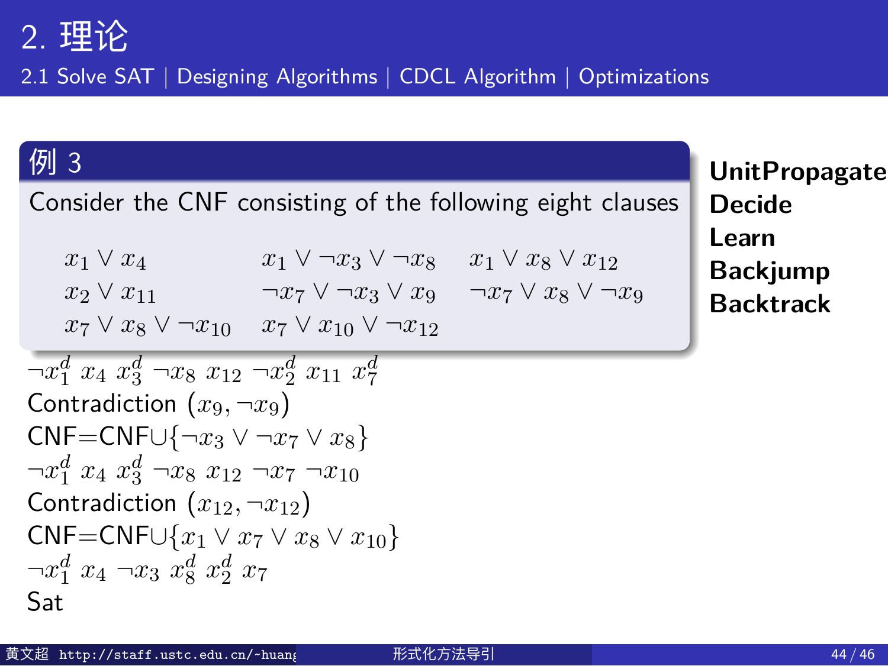# 2. 理论

2.1 Solve SAT | Designing Algorithms | CDCL Algorithm | Optimizations

**例 3**

Consider the CNF consisting of the following eight clauses

$$
\begin{array}{lll}
x_1 \vee x_4 & x_1 \vee \neg x_3 \vee \neg x_8 & x_1 \vee x_8 \vee x_{12} \\
x_2 \vee x_{11} & \neg x_7 \vee \neg x_3 \vee x_9 & \neg x_7 \vee x_8 \vee \neg x_9 \\
x_7 \vee x_8 \vee \neg x_{10} & x_7 \vee x_{10} \vee \neg x_{12} &
\end{array}
$$

**UnitPropagate**
**Decide**
**Learn**
**Backjump**
**Backtrack**

$\neg x_1^d \ x_4 \ x_3^d \ \neg x_8 \ x_{12} \ \neg x_2^d \ x_{11} \ x_7^d$

Contradiction $(x_9, \neg x_9)$

CNF=CNF$\cup\{\neg x_3 \vee \neg x_7 \vee x_8\}$

$\neg x_1^d \ x_4 \ x_3^d \ \neg x_8 \ x_{12} \ \neg x_7 \ \neg x_{10}$

Contradiction $(x_{12}, \neg x_{12})$

CNF=CNF$\cup\{x_1 \vee x_7 \vee x_8 \vee x_{10}\}$

$\neg x_1^d \ x_4 \ \neg x_3 \ x_8^d \ x_2^d \ x_7$

Sat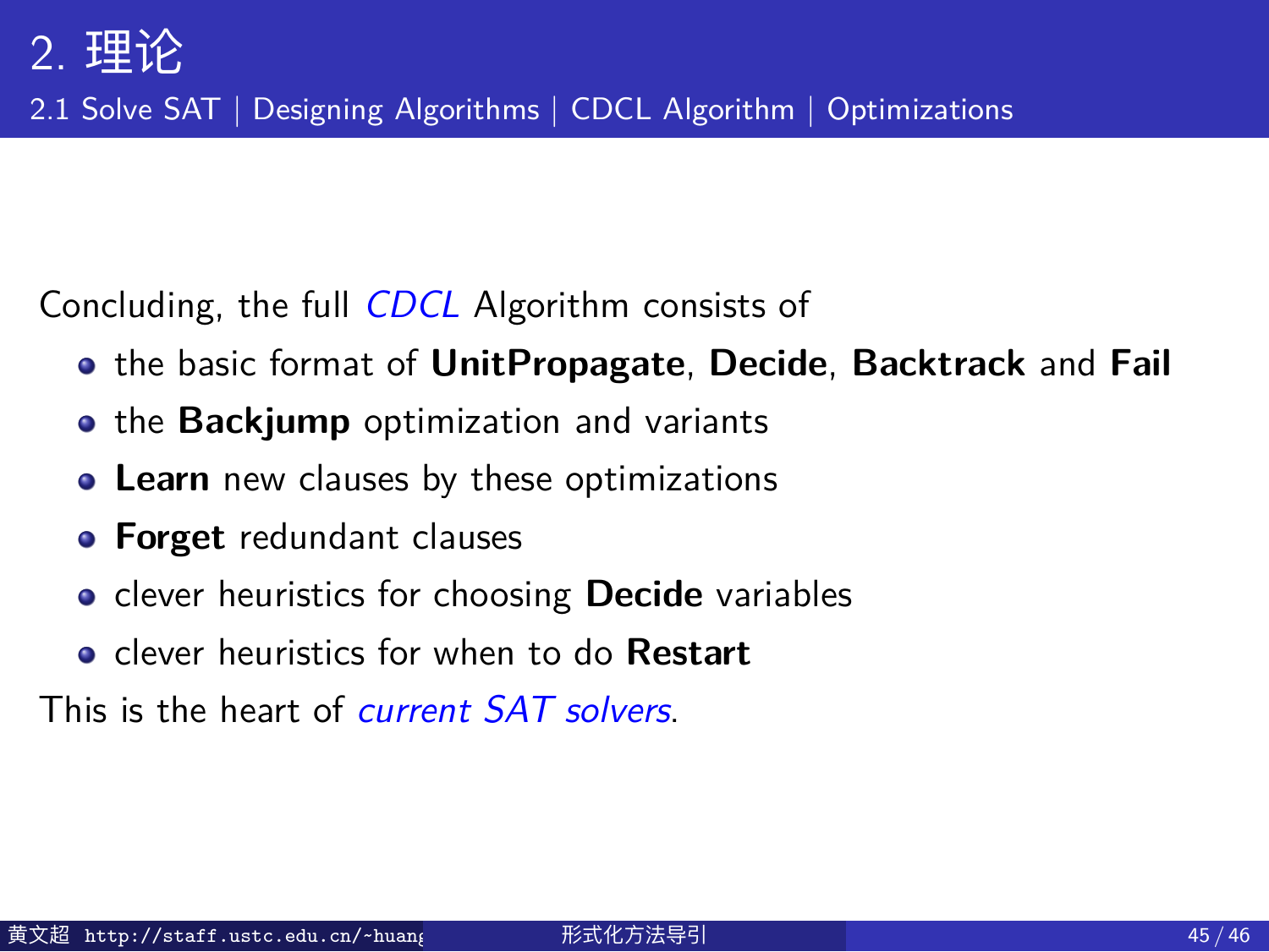# 2. 理论

## 2.1 Solve SAT | Designing Algorithms | CDCL Algorithm | Optimizations

Concluding, the full *CDCL* Algorithm consists of

- the basic format of **UnitPropagate**, **Decide**, **Backtrack** and **Fail**
- the **Backjump** optimization and variants
- **Learn** new clauses by these optimizations
- **Forget** redundant clauses
- clever heuristics for choosing **Decide** variables
- clever heuristics for when to do **Restart**

This is the heart of *current SAT solvers*.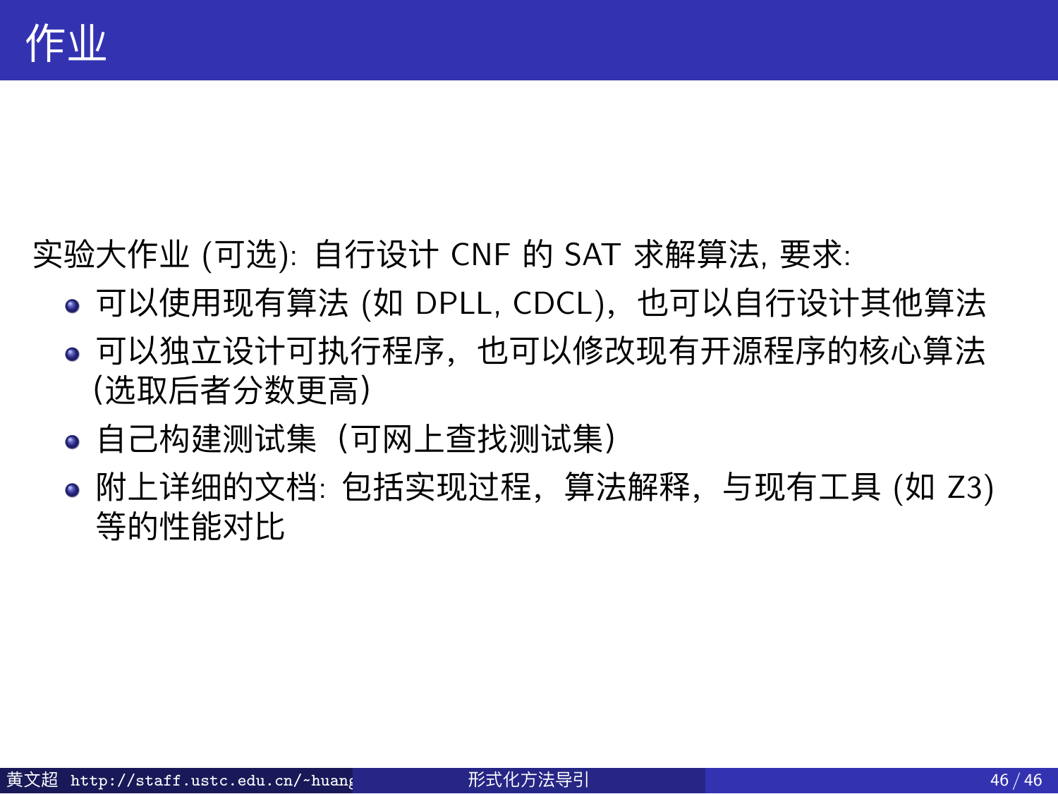# 作业

实验大作业 (可选): 自行设计 CNF 的 SAT 求解算法, 要求:

- 可以使用现有算法 (如 DPLL, CDCL)，也可以自行设计其他算法
- 可以独立设计可执行程序，也可以修改现有开源程序的核心算法 (选取后者分数更高)
- 自己构建测试集（可网上查找测试集）
- 附上详细的文档: 包括实现过程，算法解释，与现有工具 (如 Z3) 等的性能对比